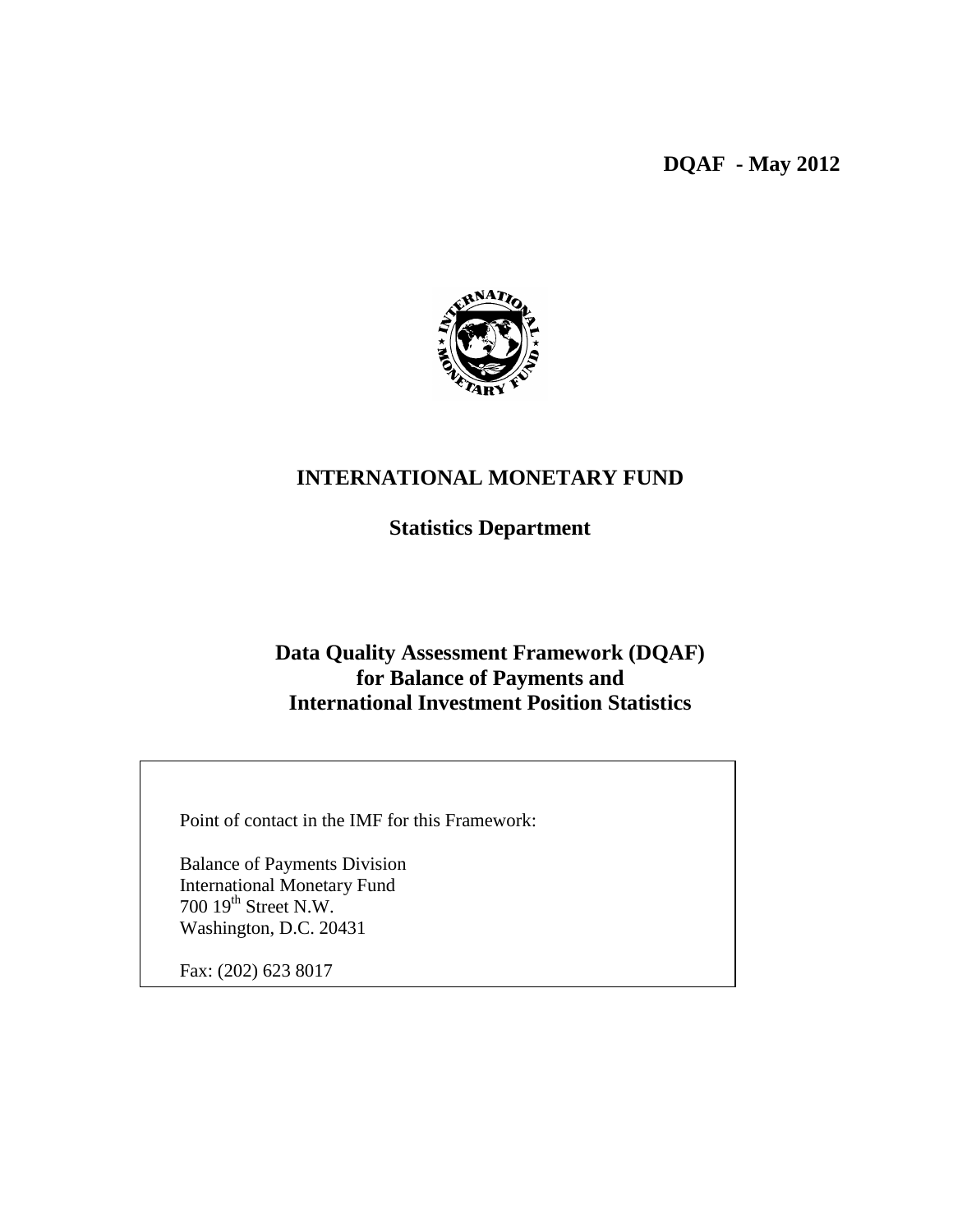**DQAF - May 2012**

# INTERNATIONAL MONETARY FUND

## Statistics Department

## Data Quality Assessment Framework (DQAF) for Balance of Payments and International Investment Position Statistics

Point of contact in the IMF for this Framework:

Balance of Payments Division
International Monetary Fund
700 19th Street N.W.
Washington, D.C. 20431

Fax: (202) 623 8017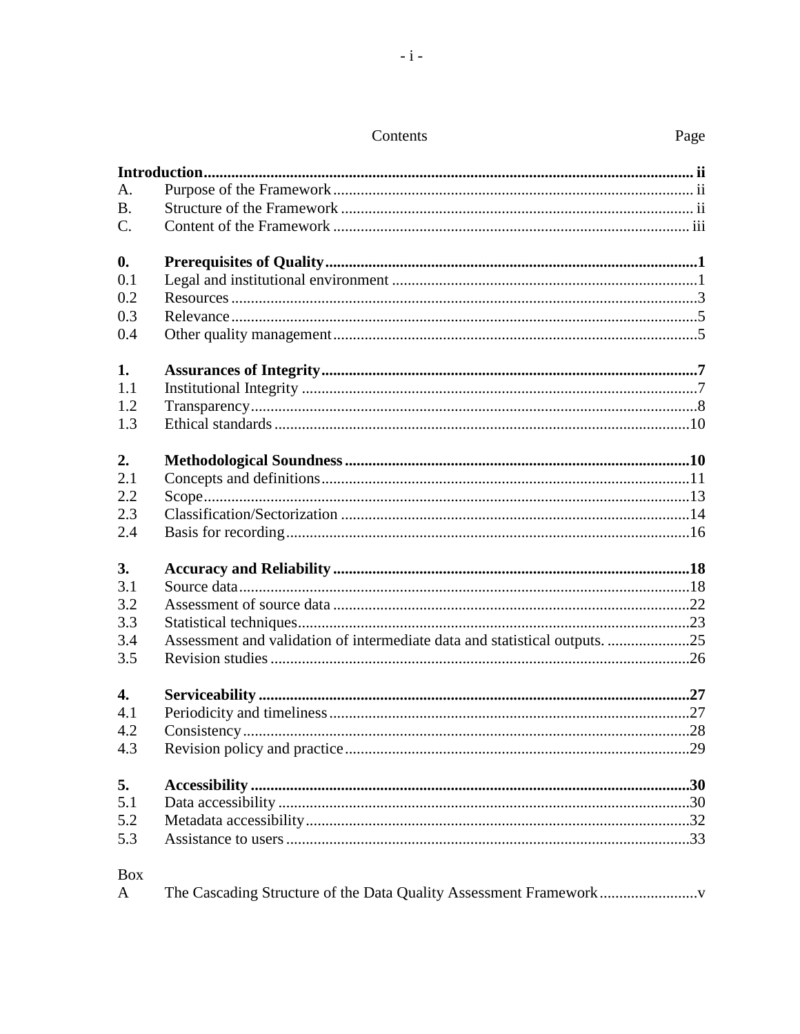Contents

| | | Page |
|---|---|---|
| **Introduction** | | **ii** |
| A. | Purpose of the Framework | ii |
| B. | Structure of the Framework | ii |
| C. | Content of the Framework | iii |
| **0.** | **Prerequisites of Quality** | **1** |
| 0.1 | Legal and institutional environment | 1 |
| 0.2 | Resources | 3 |
| 0.3 | Relevance | 5 |
| 0.4 | Other quality management | 5 |
| **1.** | **Assurances of Integrity** | **7** |
| 1.1 | Institutional Integrity | 7 |
| 1.2 | Transparency | 8 |
| 1.3 | Ethical standards | 10 |
| **2.** | **Methodological Soundness** | **10** |
| 2.1 | Concepts and definitions | 11 |
| 2.2 | Scope | 13 |
| 2.3 | Classification/Sectorization | 14 |
| 2.4 | Basis for recording | 16 |
| **3.** | **Accuracy and Reliability** | **18** |
| 3.1 | Source data | 18 |
| 3.2 | Assessment of source data | 22 |
| 3.3 | Statistical techniques | 23 |
| 3.4 | Assessment and validation of intermediate data and statistical outputs. | 25 |
| 3.5 | Revision studies | 26 |
| **4.** | **Serviceability** | **27** |
| 4.1 | Periodicity and timeliness | 27 |
| 4.2 | Consistency | 28 |
| 4.3 | Revision policy and practice | 29 |
| **5.** | **Accessibility** | **30** |
| 5.1 | Data accessibility | 30 |
| 5.2 | Metadata accessibility | 32 |
| 5.3 | Assistance to users | 33 |

Box

| | | |
|---|---|---|
| A | The Cascading Structure of the Data Quality Assessment Framework | v |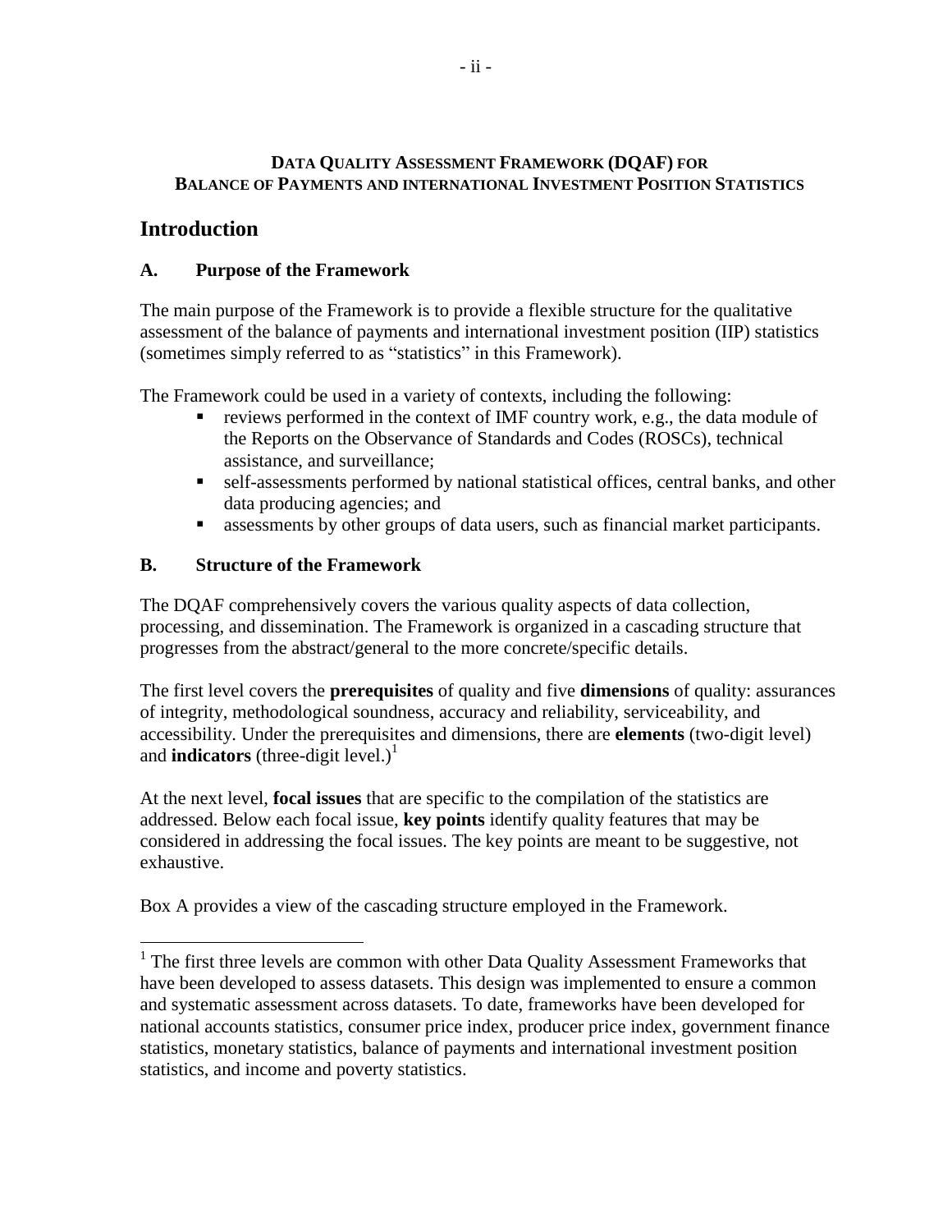**DATA QUALITY ASSESSMENT FRAMEWORK (DQAF) FOR BALANCE OF PAYMENTS AND INTERNATIONAL INVESTMENT POSITION STATISTICS**

# Introduction

## A. Purpose of the Framework

The main purpose of the Framework is to provide a flexible structure for the qualitative assessment of the balance of payments and international investment position (IIP) statistics (sometimes simply referred to as "statistics" in this Framework).

The Framework could be used in a variety of contexts, including the following:

- reviews performed in the context of IMF country work, e.g., the data module of the Reports on the Observance of Standards and Codes (ROSCs), technical assistance, and surveillance;
- self-assessments performed by national statistical offices, central banks, and other data producing agencies; and
- assessments by other groups of data users, such as financial market participants.

## B. Structure of the Framework

The DQAF comprehensively covers the various quality aspects of data collection, processing, and dissemination. The Framework is organized in a cascading structure that progresses from the abstract/general to the more concrete/specific details.

The first level covers the **prerequisites** of quality and five **dimensions** of quality: assurances of integrity, methodological soundness, accuracy and reliability, serviceability, and accessibility. Under the prerequisites and dimensions, there are **elements** (two-digit level) and **indicators** (three-digit level.)[1]

At the next level, **focal issues** that are specific to the compilation of the statistics are addressed. Below each focal issue, **key points** identify quality features that may be considered in addressing the focal issues. The key points are meant to be suggestive, not exhaustive.

Box A provides a view of the cascading structure employed in the Framework.

---

[1] The first three levels are common with other Data Quality Assessment Frameworks that have been developed to assess datasets. This design was implemented to ensure a common and systematic assessment across datasets. To date, frameworks have been developed for national accounts statistics, consumer price index, producer price index, government finance statistics, monetary statistics, balance of payments and international investment position statistics, and income and poverty statistics.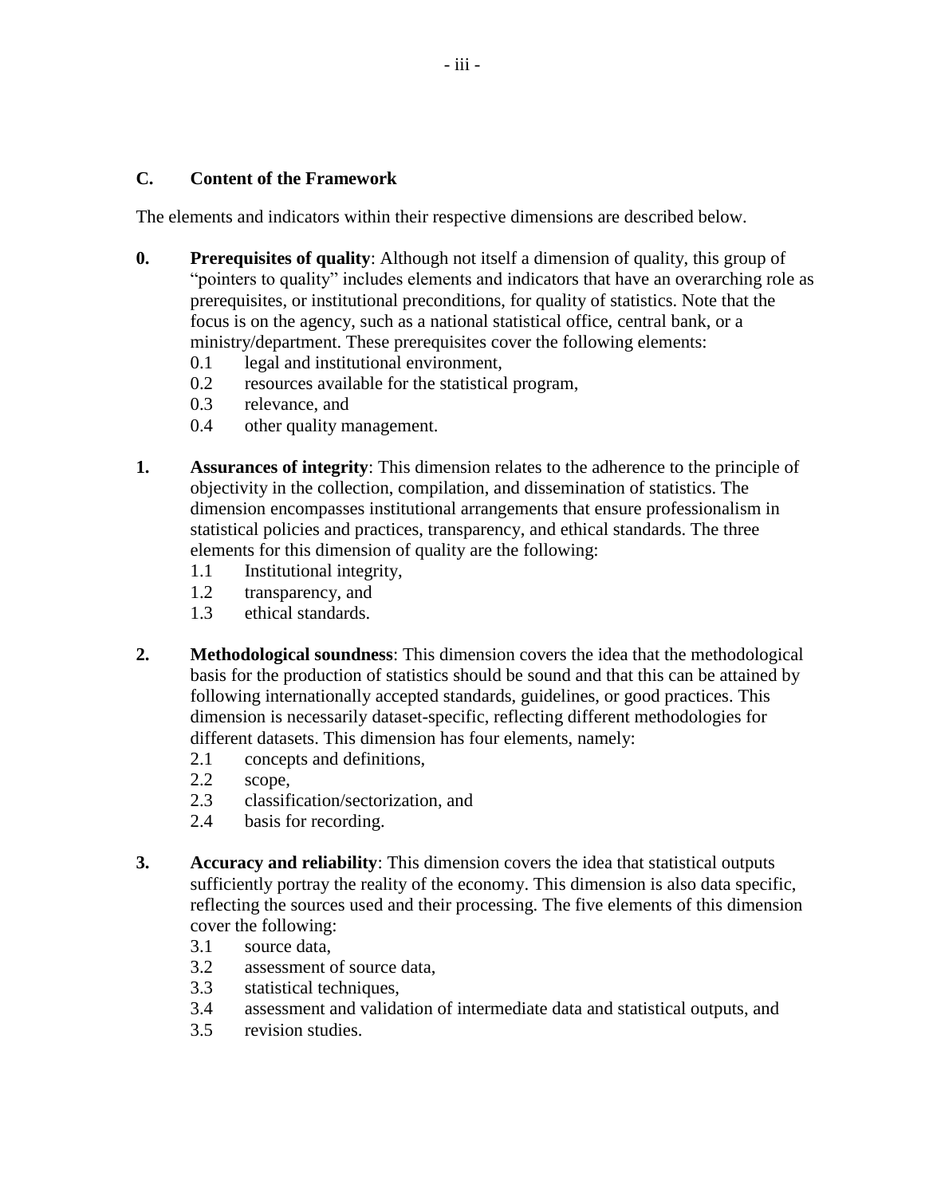## C. Content of the Framework

The elements and indicators within their respective dimensions are described below.

**0. Prerequisites of quality**: Although not itself a dimension of quality, this group of "pointers to quality" includes elements and indicators that have an overarching role as prerequisites, or institutional preconditions, for quality of statistics. Note that the focus is on the agency, such as a national statistical office, central bank, or a ministry/department. These prerequisites cover the following elements:

- 0.1 legal and institutional environment,
- 0.2 resources available for the statistical program,
- 0.3 relevance, and
- 0.4 other quality management.

**1. Assurances of integrity**: This dimension relates to the adherence to the principle of objectivity in the collection, compilation, and dissemination of statistics. The dimension encompasses institutional arrangements that ensure professionalism in statistical policies and practices, transparency, and ethical standards. The three elements for this dimension of quality are the following:

- 1.1 Institutional integrity,
- 1.2 transparency, and
- 1.3 ethical standards.

**2. Methodological soundness**: This dimension covers the idea that the methodological basis for the production of statistics should be sound and that this can be attained by following internationally accepted standards, guidelines, or good practices. This dimension is necessarily dataset-specific, reflecting different methodologies for different datasets. This dimension has four elements, namely:

- 2.1 concepts and definitions,
- 2.2 scope,
- 2.3 classification/sectorization, and
- 2.4 basis for recording.

**3. Accuracy and reliability**: This dimension covers the idea that statistical outputs sufficiently portray the reality of the economy. This dimension is also data specific, reflecting the sources used and their processing. The five elements of this dimension cover the following:

- 3.1 source data,
- 3.2 assessment of source data,
- 3.3 statistical techniques,
- 3.4 assessment and validation of intermediate data and statistical outputs, and
- 3.5 revision studies.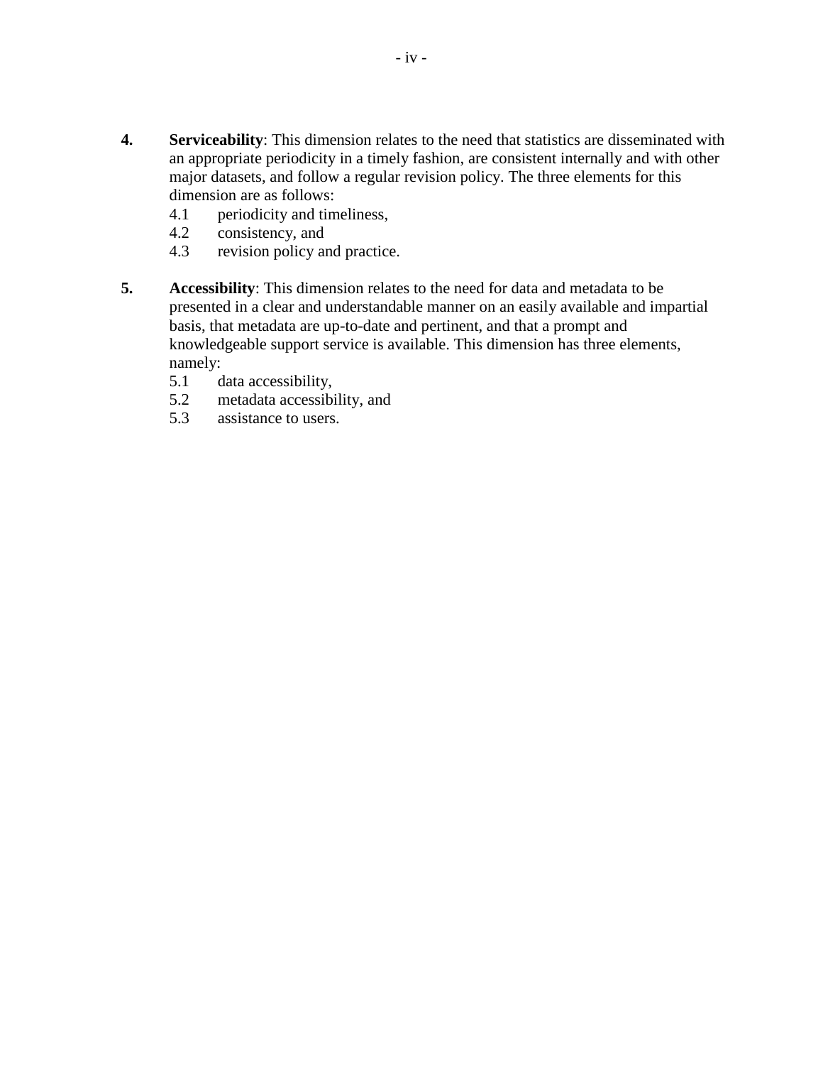**4.** **Serviceability**: This dimension relates to the need that statistics are disseminated with an appropriate periodicity in a timely fashion, are consistent internally and with other major datasets, and follow a regular revision policy. The three elements for this dimension are as follows:

- 4.1 periodicity and timeliness,
- 4.2 consistency, and
- 4.3 revision policy and practice.

**5.** **Accessibility**: This dimension relates to the need for data and metadata to be presented in a clear and understandable manner on an easily available and impartial basis, that metadata are up-to-date and pertinent, and that a prompt and knowledgeable support service is available. This dimension has three elements, namely:

- 5.1 data accessibility,
- 5.2 metadata accessibility, and
- 5.3 assistance to users.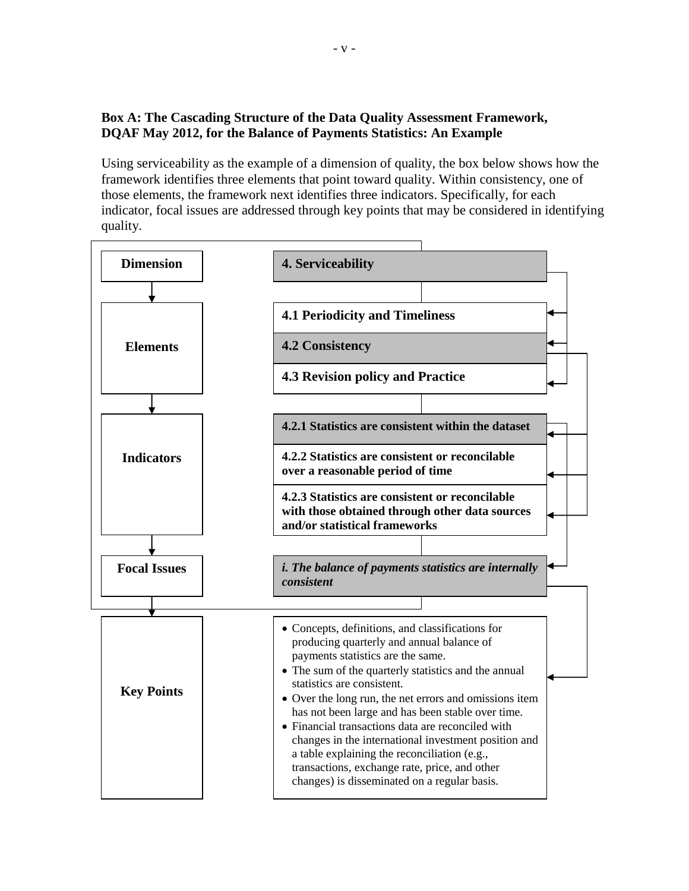**Box A: The Cascading Structure of the Data Quality Assessment Framework, DQAF May 2012, for the Balance of Payments Statistics: An Example**

Using serviceability as the example of a dimension of quality, the box below shows how the framework identifies three elements that point toward quality. Within consistency, one of those elements, the framework next identifies three indicators. Specifically, for each indicator, focal issues are addressed through key points that may be considered in identifying quality.

| Level | Content |
| --- | --- |
| **Dimension** | **4. Serviceability** |
| **Elements** | **4.1 Periodicity and Timeliness** |
| | **4.2 Consistency** |
| | **4.3 Revision policy and Practice** |
| **Indicators** | **4.2.1 Statistics are consistent within the dataset** |
| | **4.2.2 Statistics are consistent or reconcilable over a reasonable period of time** |
| | **4.2.3 Statistics are consistent or reconcilable with those obtained through other data sources and/or statistical frameworks** |
| **Focal Issues** | ***i. The balance of payments statistics are internally consistent*** |
| **Key Points** | • Concepts, definitions, and classifications for producing quarterly and annual balance of payments statistics are the same.<br>• The sum of the quarterly statistics and the annual statistics are consistent.<br>• Over the long run, the net errors and omissions item has not been large and has been stable over time.<br>• Financial transactions data are reconciled with changes in the international investment position and a table explaining the reconciliation (e.g., transactions, exchange rate, price, and other changes) is disseminated on a regular basis. |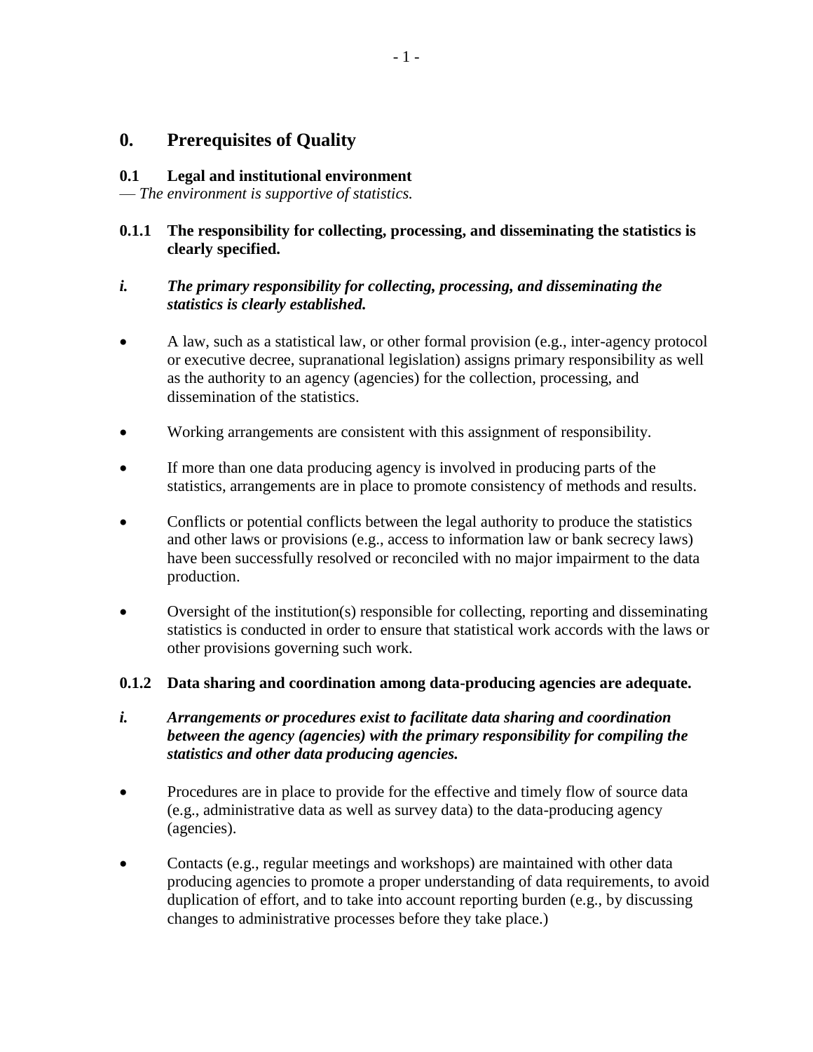# 0. Prerequisites of Quality

## 0.1 Legal and institutional environment

— *The environment is supportive of statistics.*

### 0.1.1 The responsibility for collecting, processing, and disseminating the statistics is clearly specified.

***i. The primary responsibility for collecting, processing, and disseminating the statistics is clearly established.***

- A law, such as a statistical law, or other formal provision (e.g., inter-agency protocol or executive decree, supranational legislation) assigns primary responsibility as well as the authority to an agency (agencies) for the collection, processing, and dissemination of the statistics.
- Working arrangements are consistent with this assignment of responsibility.
- If more than one data producing agency is involved in producing parts of the statistics, arrangements are in place to promote consistency of methods and results.
- Conflicts or potential conflicts between the legal authority to produce the statistics and other laws or provisions (e.g., access to information law or bank secrecy laws) have been successfully resolved or reconciled with no major impairment to the data production.
- Oversight of the institution(s) responsible for collecting, reporting and disseminating statistics is conducted in order to ensure that statistical work accords with the laws or other provisions governing such work.

### 0.1.2 Data sharing and coordination among data-producing agencies are adequate.

***i. Arrangements or procedures exist to facilitate data sharing and coordination between the agency (agencies) with the primary responsibility for compiling the statistics and other data producing agencies.***

- Procedures are in place to provide for the effective and timely flow of source data (e.g., administrative data as well as survey data) to the data-producing agency (agencies).
- Contacts (e.g., regular meetings and workshops) are maintained with other data producing agencies to promote a proper understanding of data requirements, to avoid duplication of effort, and to take into account reporting burden (e.g., by discussing changes to administrative processes before they take place.)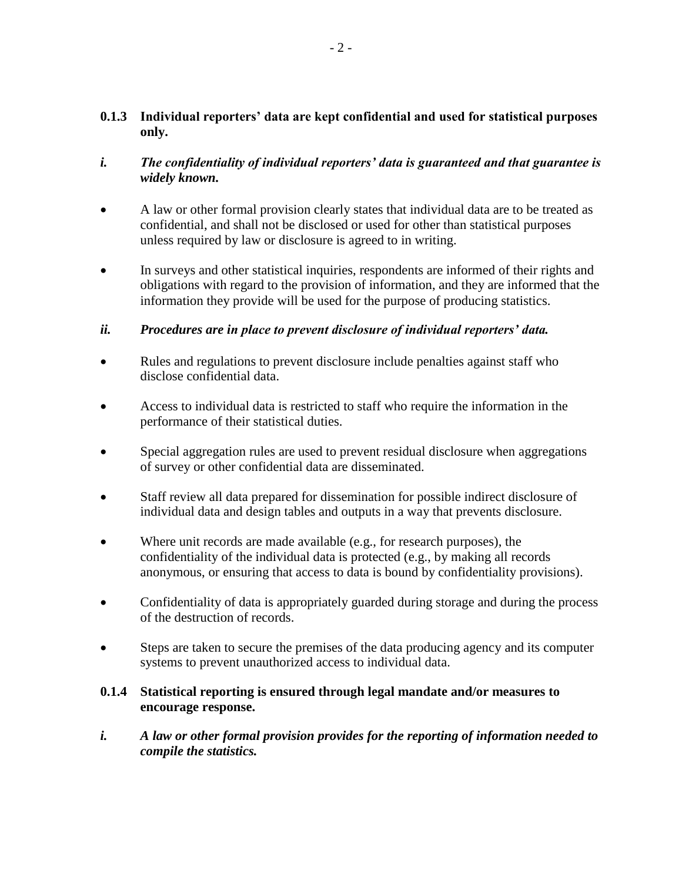### 0.1.3 Individual reporters' data are kept confidential and used for statistical purposes only.

***i. The confidentiality of individual reporters' data is guaranteed and that guarantee is widely known.***

- A law or other formal provision clearly states that individual data are to be treated as confidential, and shall not be disclosed or used for other than statistical purposes unless required by law or disclosure is agreed to in writing.
- In surveys and other statistical inquiries, respondents are informed of their rights and obligations with regard to the provision of information, and they are informed that the information they provide will be used for the purpose of producing statistics.

***ii. Procedures are in place to prevent disclosure of individual reporters' data.***

- Rules and regulations to prevent disclosure include penalties against staff who disclose confidential data.
- Access to individual data is restricted to staff who require the information in the performance of their statistical duties.
- Special aggregation rules are used to prevent residual disclosure when aggregations of survey or other confidential data are disseminated.
- Staff review all data prepared for dissemination for possible indirect disclosure of individual data and design tables and outputs in a way that prevents disclosure.
- Where unit records are made available (e.g., for research purposes), the confidentiality of the individual data is protected (e.g., by making all records anonymous, or ensuring that access to data is bound by confidentiality provisions).
- Confidentiality of data is appropriately guarded during storage and during the process of the destruction of records.
- Steps are taken to secure the premises of the data producing agency and its computer systems to prevent unauthorized access to individual data.

### 0.1.4 Statistical reporting is ensured through legal mandate and/or measures to encourage response.

***i. A law or other formal provision provides for the reporting of information needed to compile the statistics.***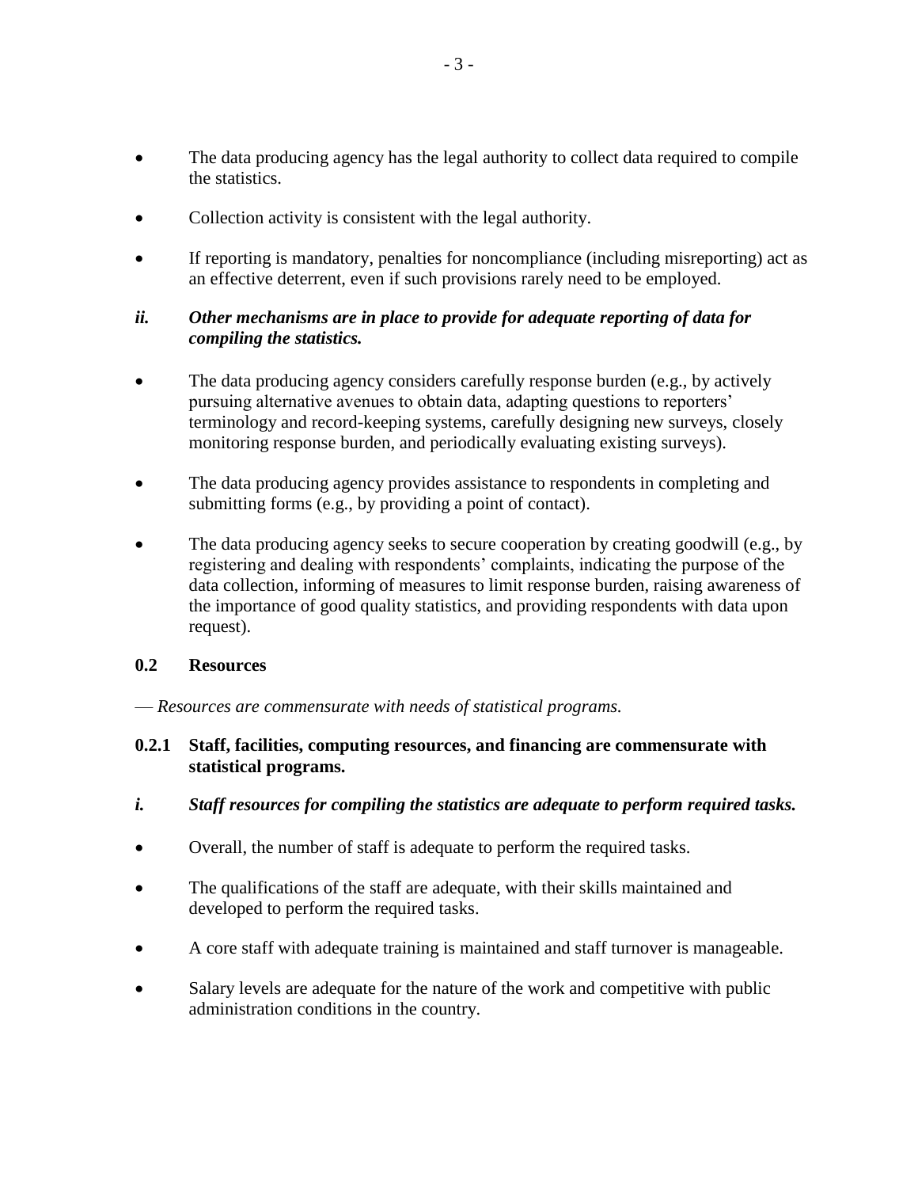- The data producing agency has the legal authority to collect data required to compile the statistics.
- Collection activity is consistent with the legal authority.
- If reporting is mandatory, penalties for noncompliance (including misreporting) act as an effective deterrent, even if such provisions rarely need to be employed.

***ii. Other mechanisms are in place to provide for adequate reporting of data for compiling the statistics.***

- The data producing agency considers carefully response burden (e.g., by actively pursuing alternative avenues to obtain data, adapting questions to reporters' terminology and record-keeping systems, carefully designing new surveys, closely monitoring response burden, and periodically evaluating existing surveys).
- The data producing agency provides assistance to respondents in completing and submitting forms (e.g., by providing a point of contact).
- The data producing agency seeks to secure cooperation by creating goodwill (e.g., by registering and dealing with respondents' complaints, indicating the purpose of the data collection, informing of measures to limit response burden, raising awareness of the importance of good quality statistics, and providing respondents with data upon request).

### 0.2 Resources

— *Resources are commensurate with needs of statistical programs.*

#### 0.2.1 Staff, facilities, computing resources, and financing are commensurate with statistical programs.

***i. Staff resources for compiling the statistics are adequate to perform required tasks.***

- Overall, the number of staff is adequate to perform the required tasks.
- The qualifications of the staff are adequate, with their skills maintained and developed to perform the required tasks.
- A core staff with adequate training is maintained and staff turnover is manageable.
- Salary levels are adequate for the nature of the work and competitive with public administration conditions in the country.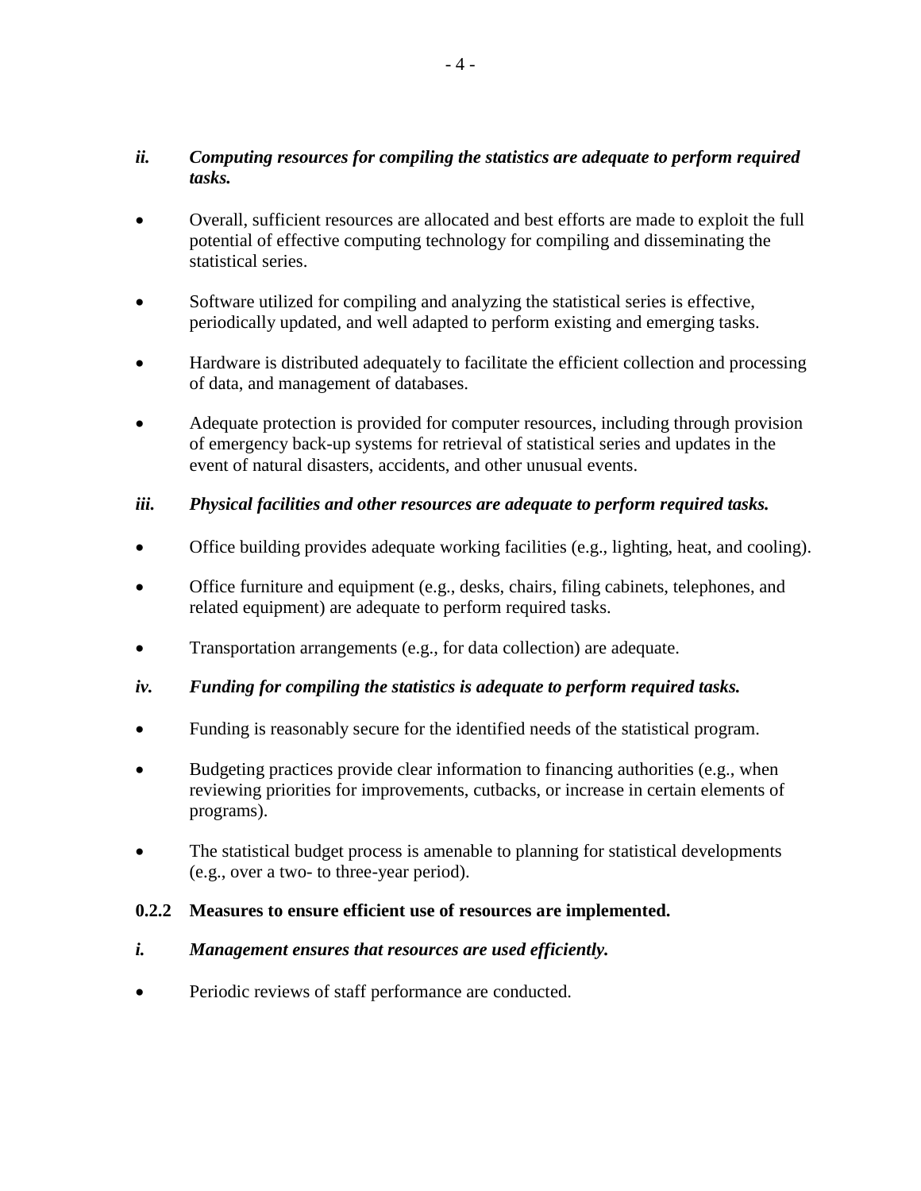*ii. Computing resources for compiling the statistics are adequate to perform required tasks.*

- Overall, sufficient resources are allocated and best efforts are made to exploit the full potential of effective computing technology for compiling and disseminating the statistical series.
- Software utilized for compiling and analyzing the statistical series is effective, periodically updated, and well adapted to perform existing and emerging tasks.
- Hardware is distributed adequately to facilitate the efficient collection and processing of data, and management of databases.
- Adequate protection is provided for computer resources, including through provision of emergency back-up systems for retrieval of statistical series and updates in the event of natural disasters, accidents, and other unusual events.

*iii. Physical facilities and other resources are adequate to perform required tasks.*

- Office building provides adequate working facilities (e.g., lighting, heat, and cooling).
- Office furniture and equipment (e.g., desks, chairs, filing cabinets, telephones, and related equipment) are adequate to perform required tasks.
- Transportation arrangements (e.g., for data collection) are adequate.

*iv. Funding for compiling the statistics is adequate to perform required tasks.*

- Funding is reasonably secure for the identified needs of the statistical program.
- Budgeting practices provide clear information to financing authorities (e.g., when reviewing priorities for improvements, cutbacks, or increase in certain elements of programs).
- The statistical budget process is amenable to planning for statistical developments (e.g., over a two- to three-year period).

**0.2.2 Measures to ensure efficient use of resources are implemented.**

*i. Management ensures that resources are used efficiently.*

- Periodic reviews of staff performance are conducted.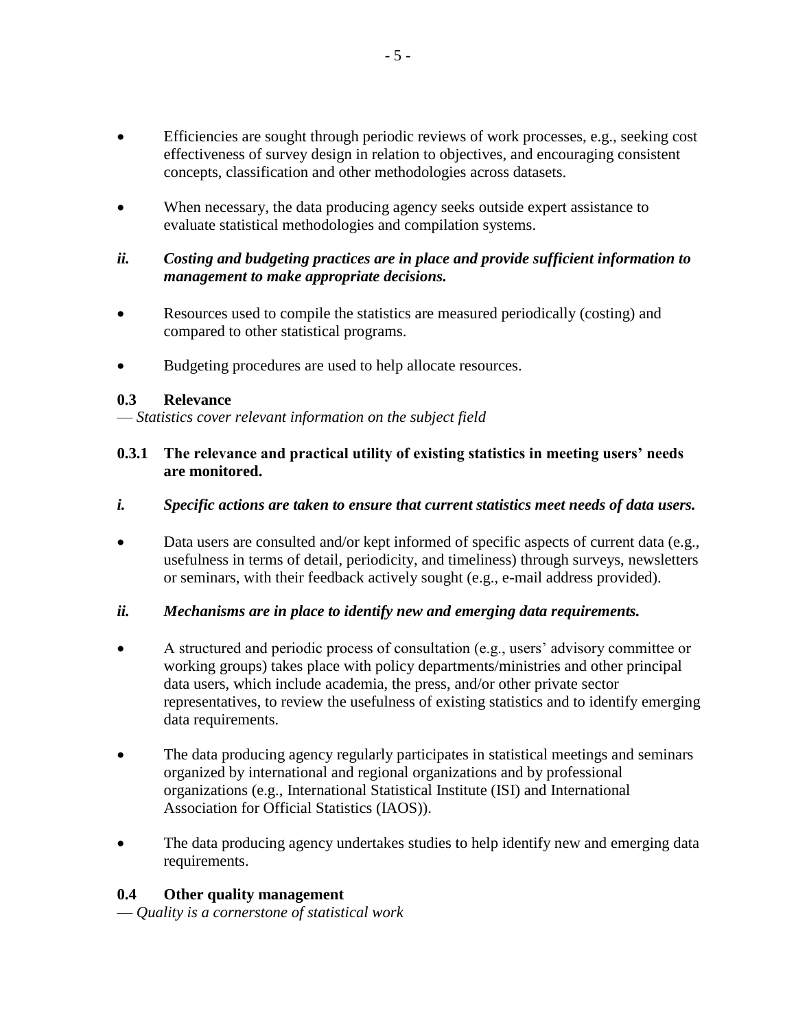- Efficiencies are sought through periodic reviews of work processes, e.g., seeking cost effectiveness of survey design in relation to objectives, and encouraging consistent concepts, classification and other methodologies across datasets.

- When necessary, the data producing agency seeks outside expert assistance to evaluate statistical methodologies and compilation systems.

***ii. Costing and budgeting practices are in place and provide sufficient information to management to make appropriate decisions.***

- Resources used to compile the statistics are measured periodically (costing) and compared to other statistical programs.

- Budgeting procedures are used to help allocate resources.

### 0.3 Relevance

— *Statistics cover relevant information on the subject field*

#### 0.3.1 The relevance and practical utility of existing statistics in meeting users' needs are monitored.

***i. Specific actions are taken to ensure that current statistics meet needs of data users.***

- Data users are consulted and/or kept informed of specific aspects of current data (e.g., usefulness in terms of detail, periodicity, and timeliness) through surveys, newsletters or seminars, with their feedback actively sought (e.g., e-mail address provided).

***ii. Mechanisms are in place to identify new and emerging data requirements.***

- A structured and periodic process of consultation (e.g., users' advisory committee or working groups) takes place with policy departments/ministries and other principal data users, which include academia, the press, and/or other private sector representatives, to review the usefulness of existing statistics and to identify emerging data requirements.

- The data producing agency regularly participates in statistical meetings and seminars organized by international and regional organizations and by professional organizations (e.g., International Statistical Institute (ISI) and International Association for Official Statistics (IAOS)).

- The data producing agency undertakes studies to help identify new and emerging data requirements.

### 0.4 Other quality management

— *Quality is a cornerstone of statistical work*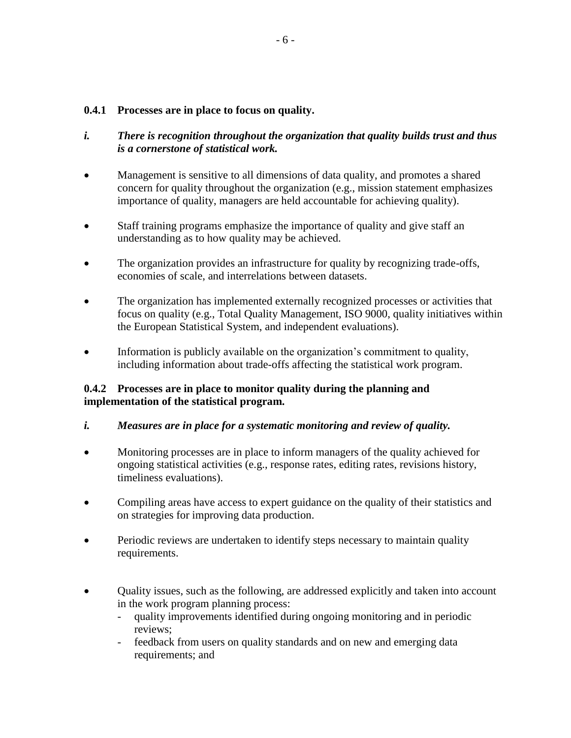### 0.4.1 Processes are in place to focus on quality.

*i. There is recognition throughout the organization that quality builds trust and thus is a cornerstone of statistical work.*

- Management is sensitive to all dimensions of data quality, and promotes a shared concern for quality throughout the organization (e.g., mission statement emphasizes importance of quality, managers are held accountable for achieving quality).
- Staff training programs emphasize the importance of quality and give staff an understanding as to how quality may be achieved.
- The organization provides an infrastructure for quality by recognizing trade-offs, economies of scale, and interrelations between datasets.
- The organization has implemented externally recognized processes or activities that focus on quality (e.g., Total Quality Management, ISO 9000, quality initiatives within the European Statistical System, and independent evaluations).
- Information is publicly available on the organization's commitment to quality, including information about trade-offs affecting the statistical work program.

### 0.4.2 Processes are in place to monitor quality during the planning and implementation of the statistical program.

*i. Measures are in place for a systematic monitoring and review of quality.*

- Monitoring processes are in place to inform managers of the quality achieved for ongoing statistical activities (e.g., response rates, editing rates, revisions history, timeliness evaluations).
- Compiling areas have access to expert guidance on the quality of their statistics and on strategies for improving data production.
- Periodic reviews are undertaken to identify steps necessary to maintain quality requirements.
- Quality issues, such as the following, are addressed explicitly and taken into account in the work program planning process:
  - quality improvements identified during ongoing monitoring and in periodic reviews;
  - feedback from users on quality standards and on new and emerging data requirements; and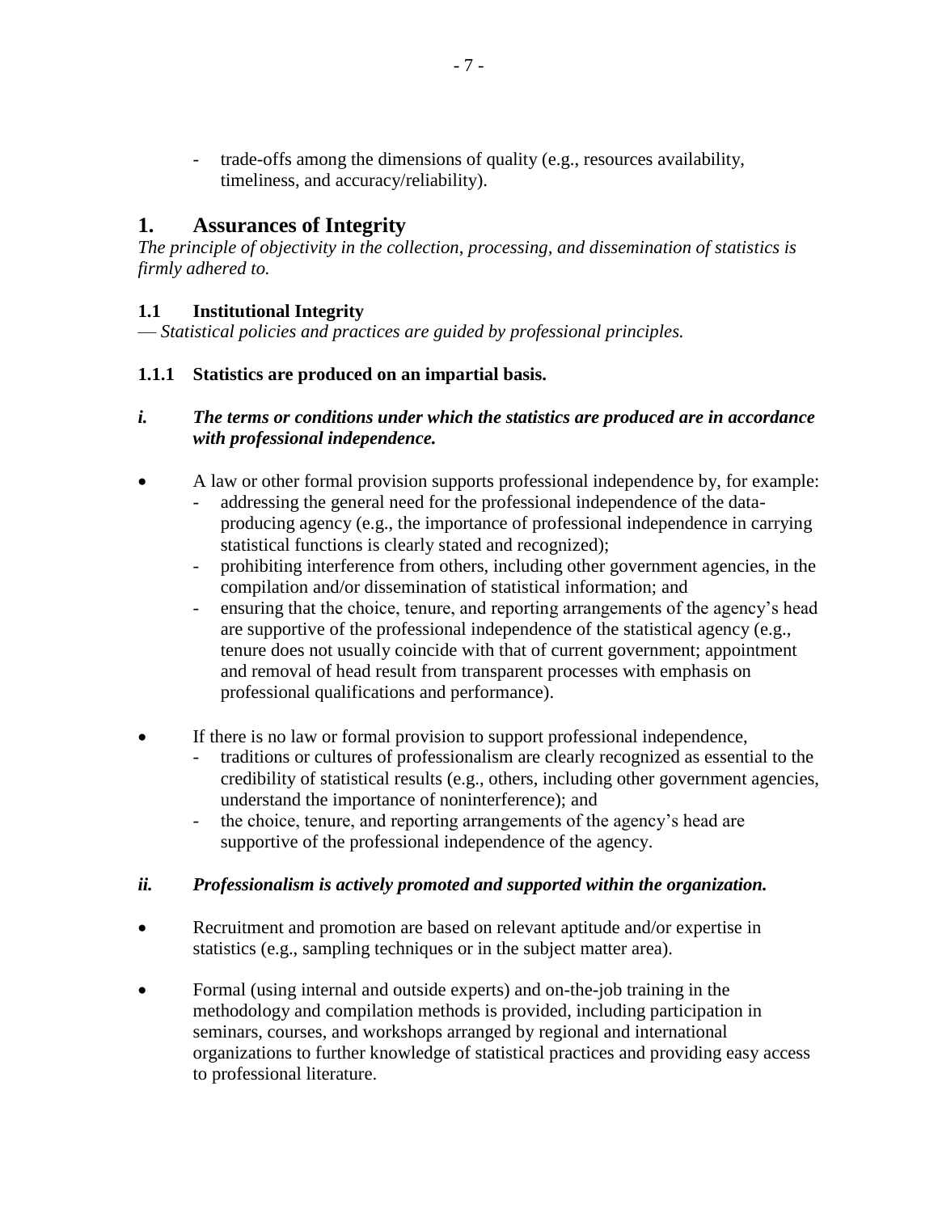- trade-offs among the dimensions of quality (e.g., resources availability, timeliness, and accuracy/reliability).

# 1. Assurances of Integrity

*The principle of objectivity in the collection, processing, and dissemination of statistics is firmly adhered to.*

### 1.1 Institutional Integrity

— *Statistical policies and practices are guided by professional principles.*

#### 1.1.1 Statistics are produced on an impartial basis.

***i. The terms or conditions under which the statistics are produced are in accordance with professional independence.***

- A law or other formal provision supports professional independence by, for example:
  - addressing the general need for the professional independence of the data-producing agency (e.g., the importance of professional independence in carrying statistical functions is clearly stated and recognized);
  - prohibiting interference from others, including other government agencies, in the compilation and/or dissemination of statistical information; and
  - ensuring that the choice, tenure, and reporting arrangements of the agency's head are supportive of the professional independence of the statistical agency (e.g., tenure does not usually coincide with that of current government; appointment and removal of head result from transparent processes with emphasis on professional qualifications and performance).

- If there is no law or formal provision to support professional independence,
  - traditions or cultures of professionalism are clearly recognized as essential to the credibility of statistical results (e.g., others, including other government agencies, understand the importance of noninterference); and
  - the choice, tenure, and reporting arrangements of the agency's head are supportive of the professional independence of the agency.

***ii. Professionalism is actively promoted and supported within the organization.***

- Recruitment and promotion are based on relevant aptitude and/or expertise in statistics (e.g., sampling techniques or in the subject matter area).

- Formal (using internal and outside experts) and on-the-job training in the methodology and compilation methods is provided, including participation in seminars, courses, and workshops arranged by regional and international organizations to further knowledge of statistical practices and providing easy access to professional literature.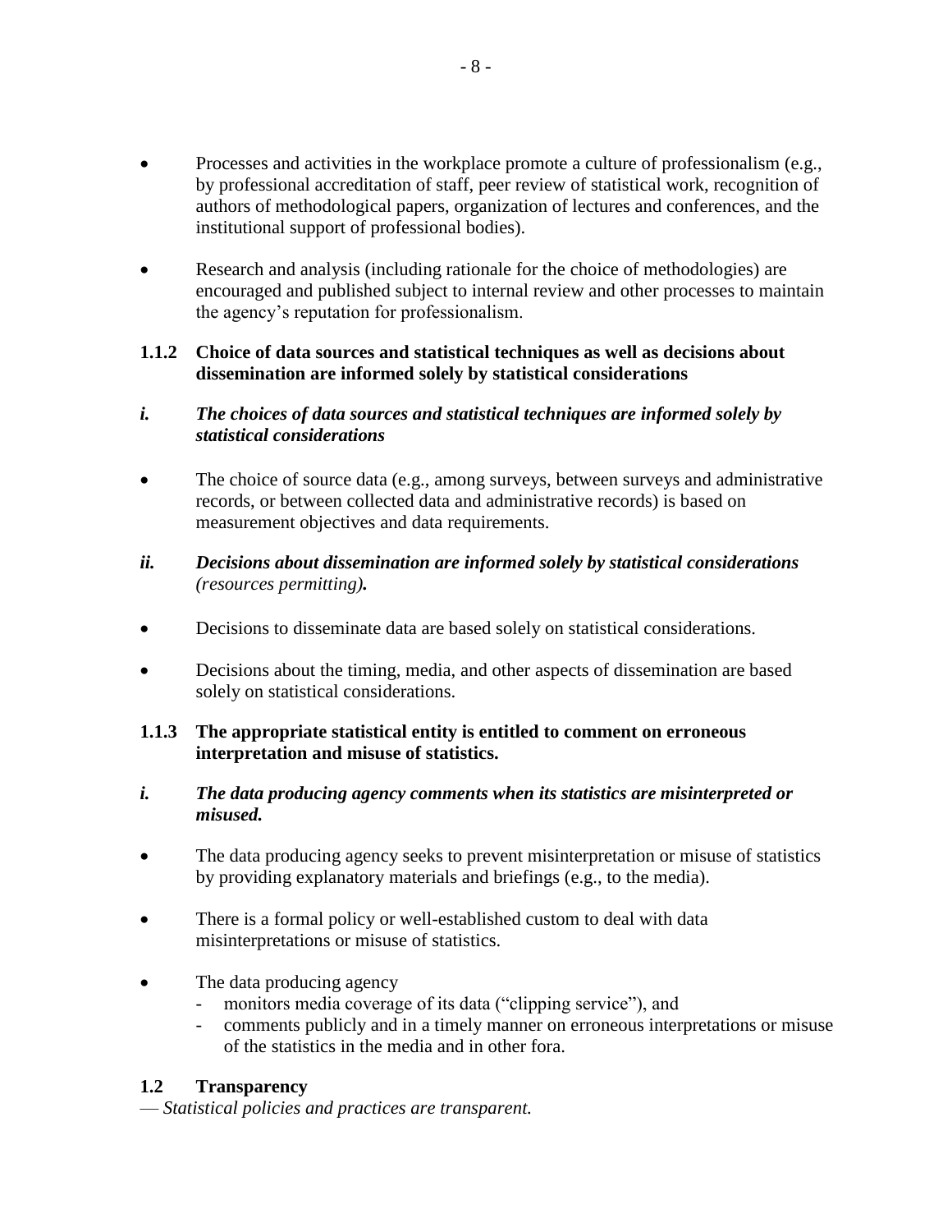- Processes and activities in the workplace promote a culture of professionalism (e.g., by professional accreditation of staff, peer review of statistical work, recognition of authors of methodological papers, organization of lectures and conferences, and the institutional support of professional bodies).

- Research and analysis (including rationale for the choice of methodologies) are encouraged and published subject to internal review and other processes to maintain the agency's reputation for professionalism.

**1.1.2 Choice of data sources and statistical techniques as well as decisions about dissemination are informed solely by statistical considerations**

***i. The choices of data sources and statistical techniques are informed solely by statistical considerations***

- The choice of source data (e.g., among surveys, between surveys and administrative records, or between collected data and administrative records) is based on measurement objectives and data requirements.

***ii. Decisions about dissemination are informed solely by statistical considerations*** *(resources permitting)****.***

- Decisions to disseminate data are based solely on statistical considerations.

- Decisions about the timing, media, and other aspects of dissemination are based solely on statistical considerations.

**1.1.3 The appropriate statistical entity is entitled to comment on erroneous interpretation and misuse of statistics.**

***i. The data producing agency comments when its statistics are misinterpreted or misused.***

- The data producing agency seeks to prevent misinterpretation or misuse of statistics by providing explanatory materials and briefings (e.g., to the media).

- There is a formal policy or well-established custom to deal with data misinterpretations or misuse of statistics.

- The data producing agency
  - monitors media coverage of its data ("clipping service"), and
  - comments publicly and in a timely manner on erroneous interpretations or misuse of the statistics in the media and in other fora.

**1.2 Transparency**

— *Statistical policies and practices are transparent.*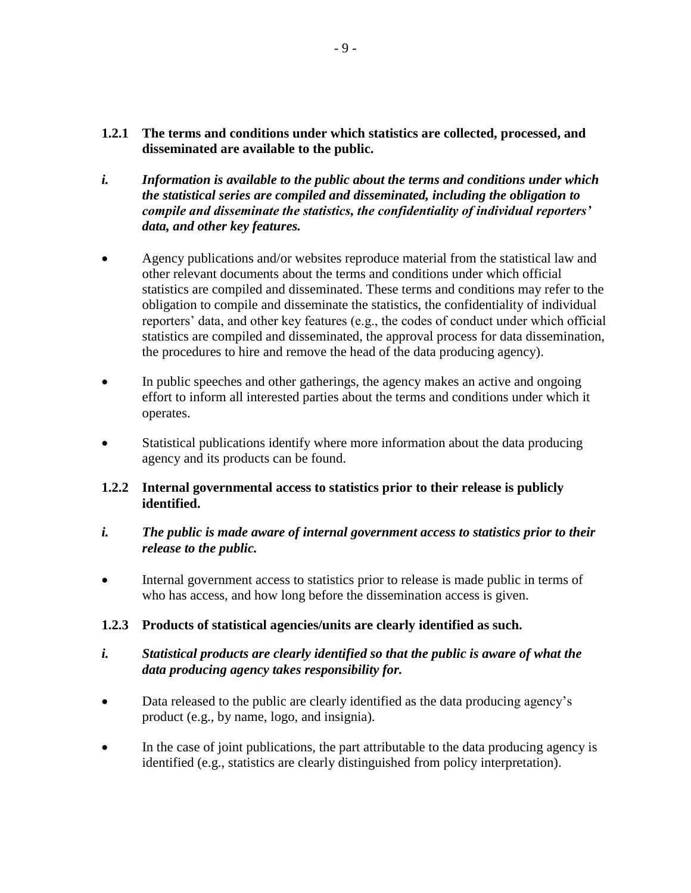**1.2.1 The terms and conditions under which statistics are collected, processed, and disseminated are available to the public.**

***i. Information is available to the public about the terms and conditions under which the statistical series are compiled and disseminated, including the obligation to compile and disseminate the statistics, the confidentiality of individual reporters' data, and other key features.***

- Agency publications and/or websites reproduce material from the statistical law and other relevant documents about the terms and conditions under which official statistics are compiled and disseminated. These terms and conditions may refer to the obligation to compile and disseminate the statistics, the confidentiality of individual reporters' data, and other key features (e.g., the codes of conduct under which official statistics are compiled and disseminated, the approval process for data dissemination, the procedures to hire and remove the head of the data producing agency).
- In public speeches and other gatherings, the agency makes an active and ongoing effort to inform all interested parties about the terms and conditions under which it operates.
- Statistical publications identify where more information about the data producing agency and its products can be found.

**1.2.2 Internal governmental access to statistics prior to their release is publicly identified.**

***i. The public is made aware of internal government access to statistics prior to their release to the public.***

- Internal government access to statistics prior to release is made public in terms of who has access, and how long before the dissemination access is given.

**1.2.3 Products of statistical agencies/units are clearly identified as such.**

***i. Statistical products are clearly identified so that the public is aware of what the data producing agency takes responsibility for.***

- Data released to the public are clearly identified as the data producing agency's product (e.g., by name, logo, and insignia).
- In the case of joint publications, the part attributable to the data producing agency is identified (e.g., statistics are clearly distinguished from policy interpretation).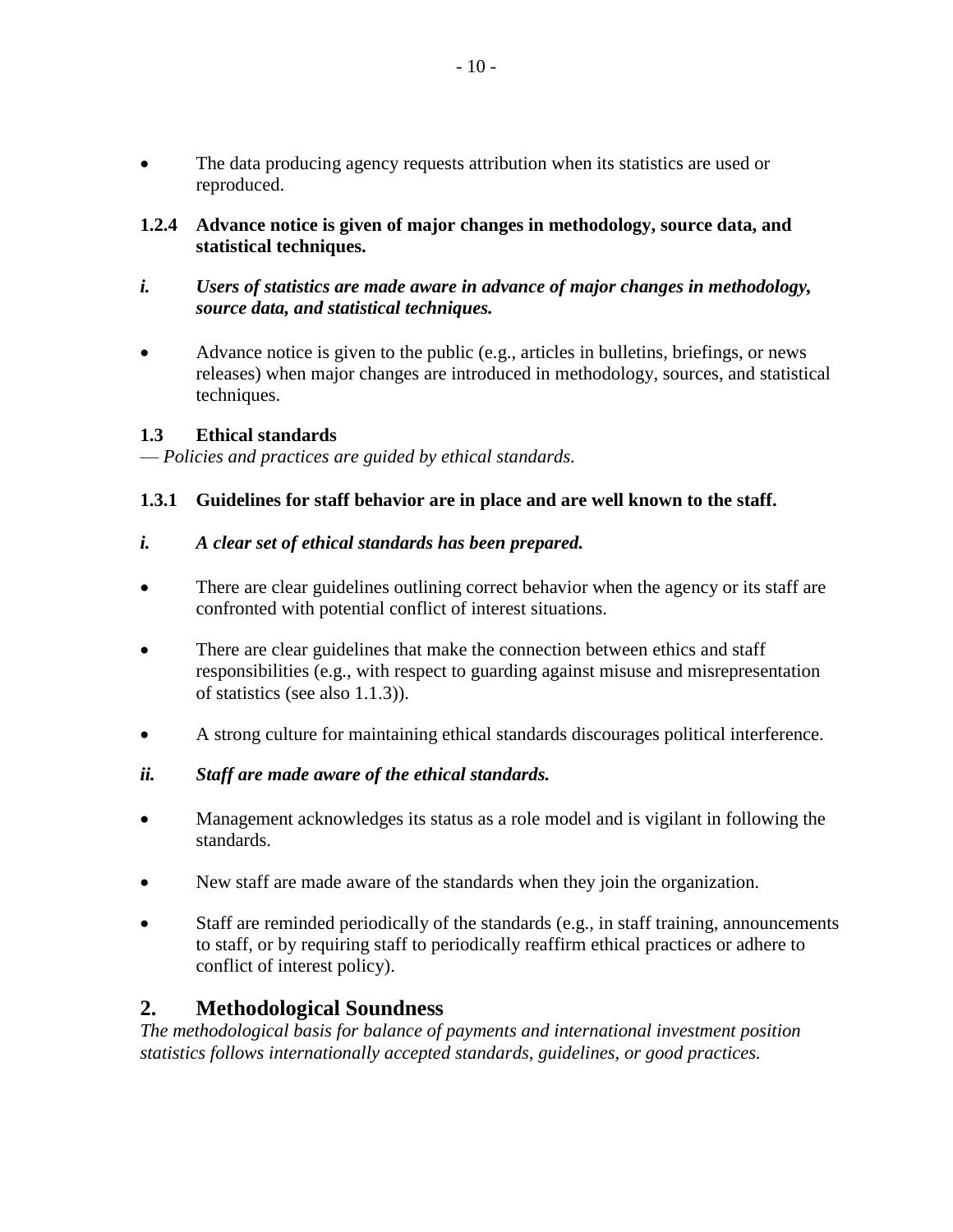- The data producing agency requests attribution when its statistics are used or reproduced.

**1.2.4 Advance notice is given of major changes in methodology, source data, and statistical techniques.**

***i. Users of statistics are made aware in advance of major changes in methodology, source data, and statistical techniques.***

- Advance notice is given to the public (e.g., articles in bulletins, briefings, or news releases) when major changes are introduced in methodology, sources, and statistical techniques.

### 1.3 Ethical standards

— *Policies and practices are guided by ethical standards.*

**1.3.1 Guidelines for staff behavior are in place and are well known to the staff.**

***i. A clear set of ethical standards has been prepared.***

- There are clear guidelines outlining correct behavior when the agency or its staff are confronted with potential conflict of interest situations.
- There are clear guidelines that make the connection between ethics and staff responsibilities (e.g., with respect to guarding against misuse and misrepresentation of statistics (see also 1.1.3)).
- A strong culture for maintaining ethical standards discourages political interference.

***ii. Staff are made aware of the ethical standards.***

- Management acknowledges its status as a role model and is vigilant in following the standards.
- New staff are made aware of the standards when they join the organization.
- Staff are reminded periodically of the standards (e.g., in staff training, announcements to staff, or by requiring staff to periodically reaffirm ethical practices or adhere to conflict of interest policy).

## 2. Methodological Soundness

*The methodological basis for balance of payments and international investment position statistics follows internationally accepted standards, guidelines, or good practices.*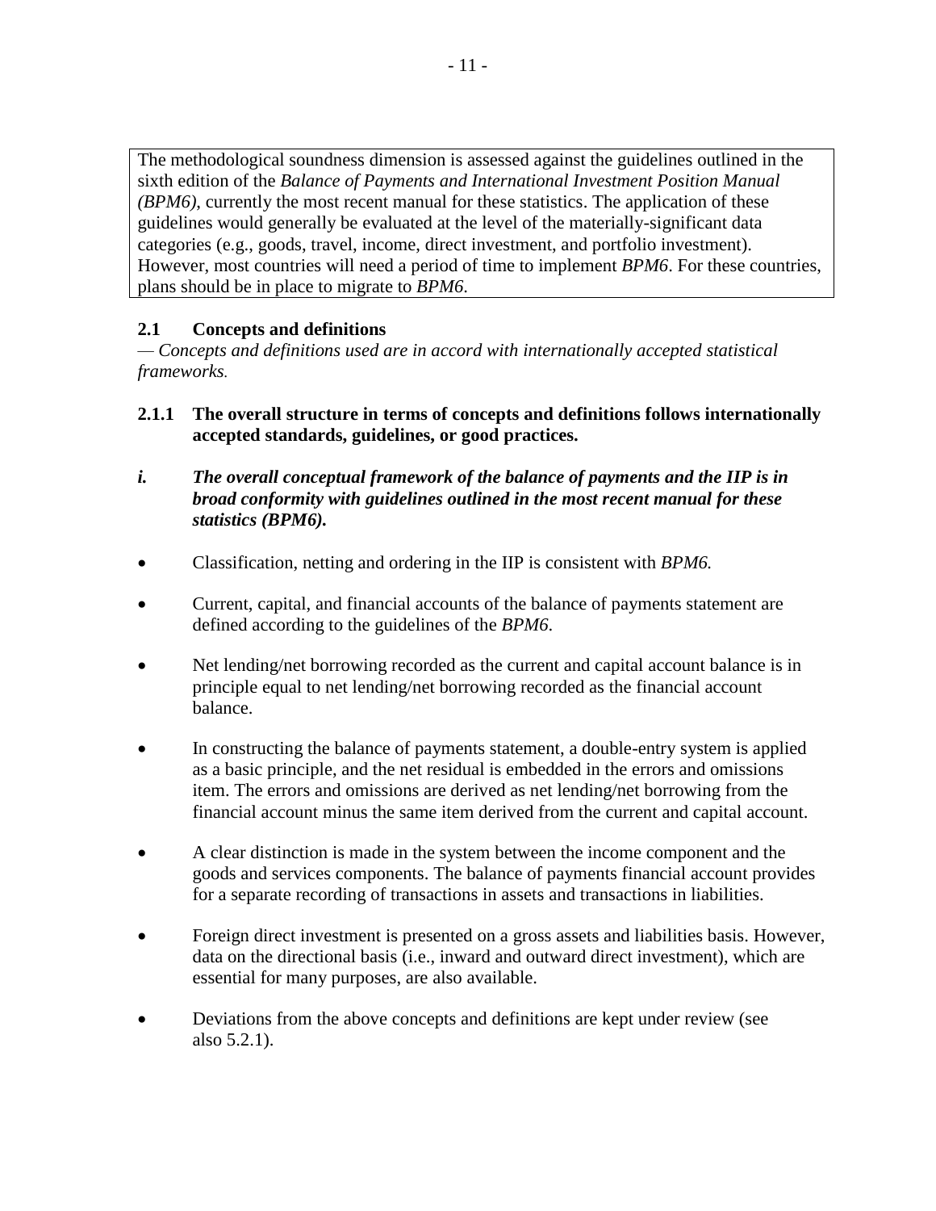The methodological soundness dimension is assessed against the guidelines outlined in the sixth edition of the *Balance of Payments and International Investment Position Manual (BPM6)*, currently the most recent manual for these statistics. The application of these guidelines would generally be evaluated at the level of the materially-significant data categories (e.g., goods, travel, income, direct investment, and portfolio investment). However, most countries will need a period of time to implement *BPM6*. For these countries, plans should be in place to migrate to *BPM6*.

### 2.1 Concepts and definitions

*— Concepts and definitions used are in accord with internationally accepted statistical frameworks.*

#### 2.1.1 The overall structure in terms of concepts and definitions follows internationally accepted standards, guidelines, or good practices.

***i. The overall conceptual framework of the balance of payments and the IIP is in broad conformity with guidelines outlined in the most recent manual for these statistics (BPM6).***

- Classification, netting and ordering in the IIP is consistent with *BPM6.*
- Current, capital, and financial accounts of the balance of payments statement are defined according to the guidelines of the *BPM6*.
- Net lending/net borrowing recorded as the current and capital account balance is in principle equal to net lending/net borrowing recorded as the financial account balance.
- In constructing the balance of payments statement, a double-entry system is applied as a basic principle, and the net residual is embedded in the errors and omissions item. The errors and omissions are derived as net lending/net borrowing from the financial account minus the same item derived from the current and capital account.
- A clear distinction is made in the system between the income component and the goods and services components. The balance of payments financial account provides for a separate recording of transactions in assets and transactions in liabilities.
- Foreign direct investment is presented on a gross assets and liabilities basis. However, data on the directional basis (i.e., inward and outward direct investment), which are essential for many purposes, are also available.
- Deviations from the above concepts and definitions are kept under review (see also 5.2.1).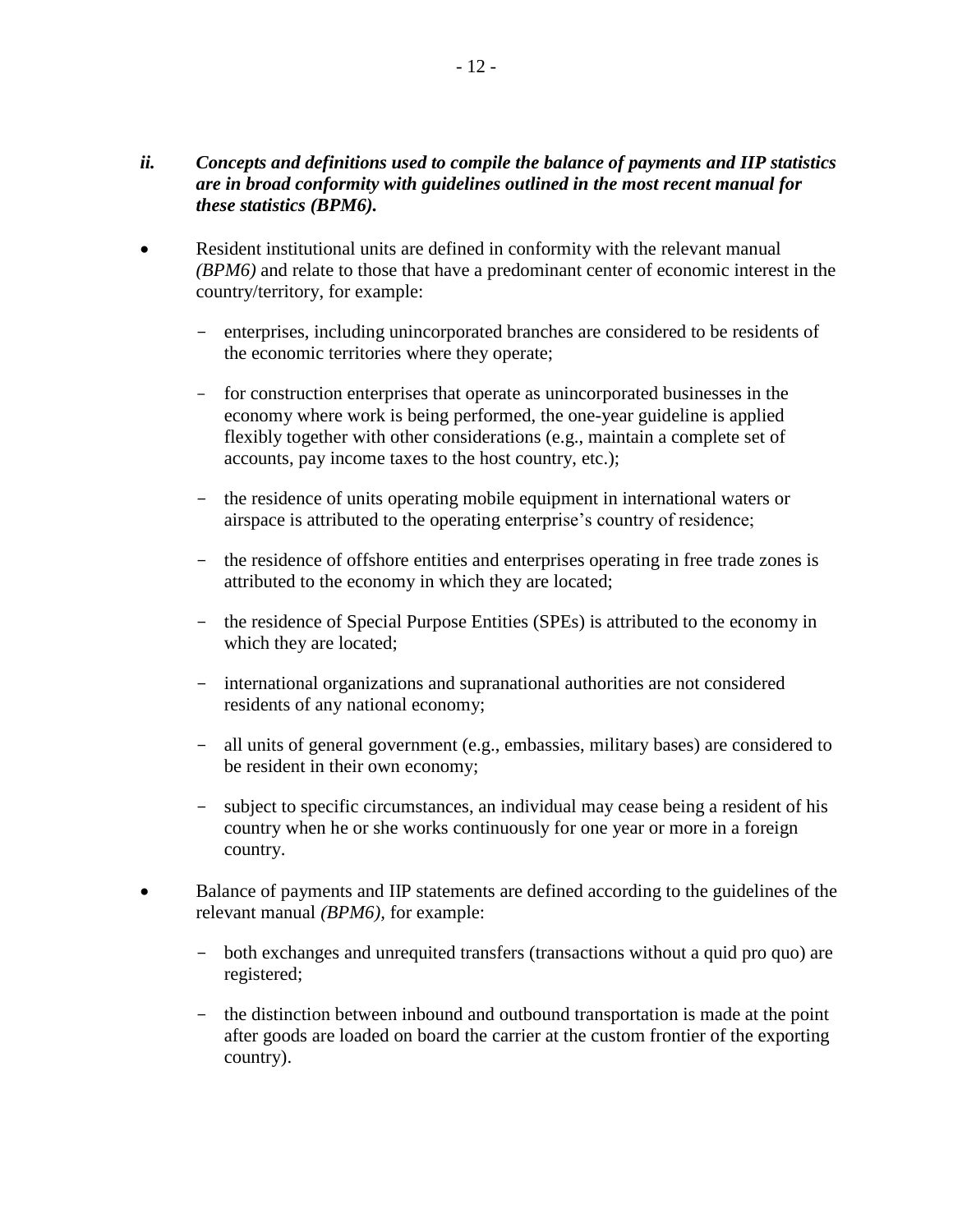*ii. Concepts and definitions used to compile the balance of payments and IIP statistics are in broad conformity with guidelines outlined in the most recent manual for these statistics (BPM6).*

- Resident institutional units are defined in conformity with the relevant manual *(BPM6)* and relate to those that have a predominant center of economic interest in the country/territory, for example:
  - enterprises, including unincorporated branches are considered to be residents of the economic territories where they operate;
  - for construction enterprises that operate as unincorporated businesses in the economy where work is being performed, the one-year guideline is applied flexibly together with other considerations (e.g., maintain a complete set of accounts, pay income taxes to the host country, etc.);
  - the residence of units operating mobile equipment in international waters or airspace is attributed to the operating enterprise's country of residence;
  - the residence of offshore entities and enterprises operating in free trade zones is attributed to the economy in which they are located;
  - the residence of Special Purpose Entities (SPEs) is attributed to the economy in which they are located;
  - international organizations and supranational authorities are not considered residents of any national economy;
  - all units of general government (e.g., embassies, military bases) are considered to be resident in their own economy;
  - subject to specific circumstances, an individual may cease being a resident of his country when he or she works continuously for one year or more in a foreign country.
- Balance of payments and IIP statements are defined according to the guidelines of the relevant manual *(BPM6)*, for example:
  - both exchanges and unrequited transfers (transactions without a quid pro quo) are registered;
  - the distinction between inbound and outbound transportation is made at the point after goods are loaded on board the carrier at the custom frontier of the exporting country).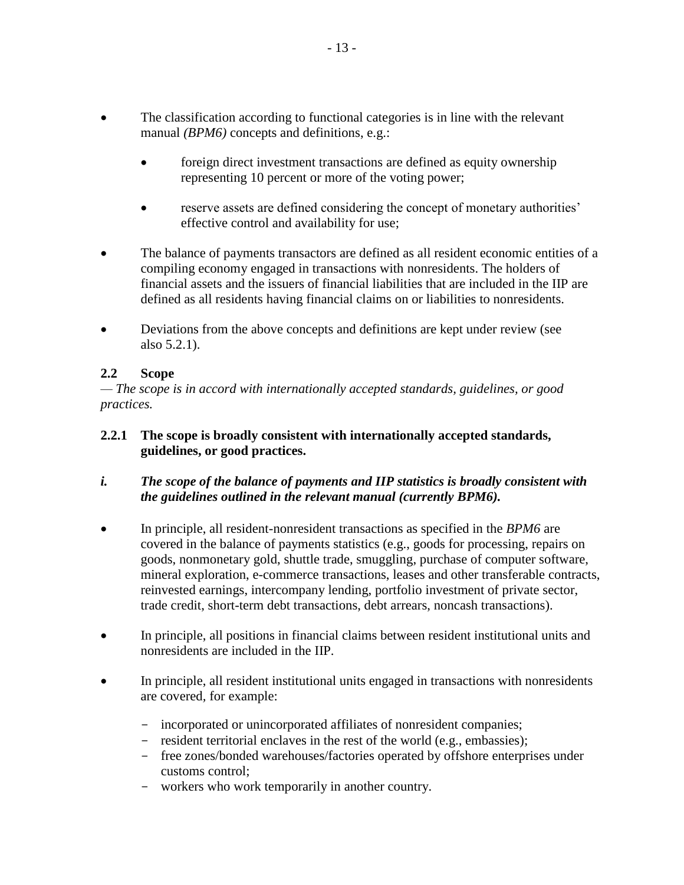- The classification according to functional categories is in line with the relevant manual *(BPM6)* concepts and definitions, e.g.:
    - foreign direct investment transactions are defined as equity ownership representing 10 percent or more of the voting power;
    - reserve assets are defined considering the concept of monetary authorities' effective control and availability for use;
- The balance of payments transactors are defined as all resident economic entities of a compiling economy engaged in transactions with nonresidents. The holders of financial assets and the issuers of financial liabilities that are included in the IIP are defined as all residents having financial claims on or liabilities to nonresidents.
- Deviations from the above concepts and definitions are kept under review (see also 5.2.1).

### 2.2 Scope

*— The scope is in accord with internationally accepted standards, guidelines, or good practices.*

#### 2.2.1 The scope is broadly consistent with internationally accepted standards, guidelines, or good practices.

***i. The scope of the balance of payments and IIP statistics is broadly consistent with the guidelines outlined in the relevant manual (currently BPM6).***

- In principle, all resident-nonresident transactions as specified in the *BPM6* are covered in the balance of payments statistics (e.g., goods for processing, repairs on goods, nonmonetary gold, shuttle trade, smuggling, purchase of computer software, mineral exploration, e-commerce transactions, leases and other transferable contracts, reinvested earnings, intercompany lending, portfolio investment of private sector, trade credit, short-term debt transactions, debt arrears, noncash transactions).
- In principle, all positions in financial claims between resident institutional units and nonresidents are included in the IIP.
- In principle, all resident institutional units engaged in transactions with nonresidents are covered, for example:
    - incorporated or unincorporated affiliates of nonresident companies;
    - resident territorial enclaves in the rest of the world (e.g., embassies);
    - free zones/bonded warehouses/factories operated by offshore enterprises under customs control;
    - workers who work temporarily in another country.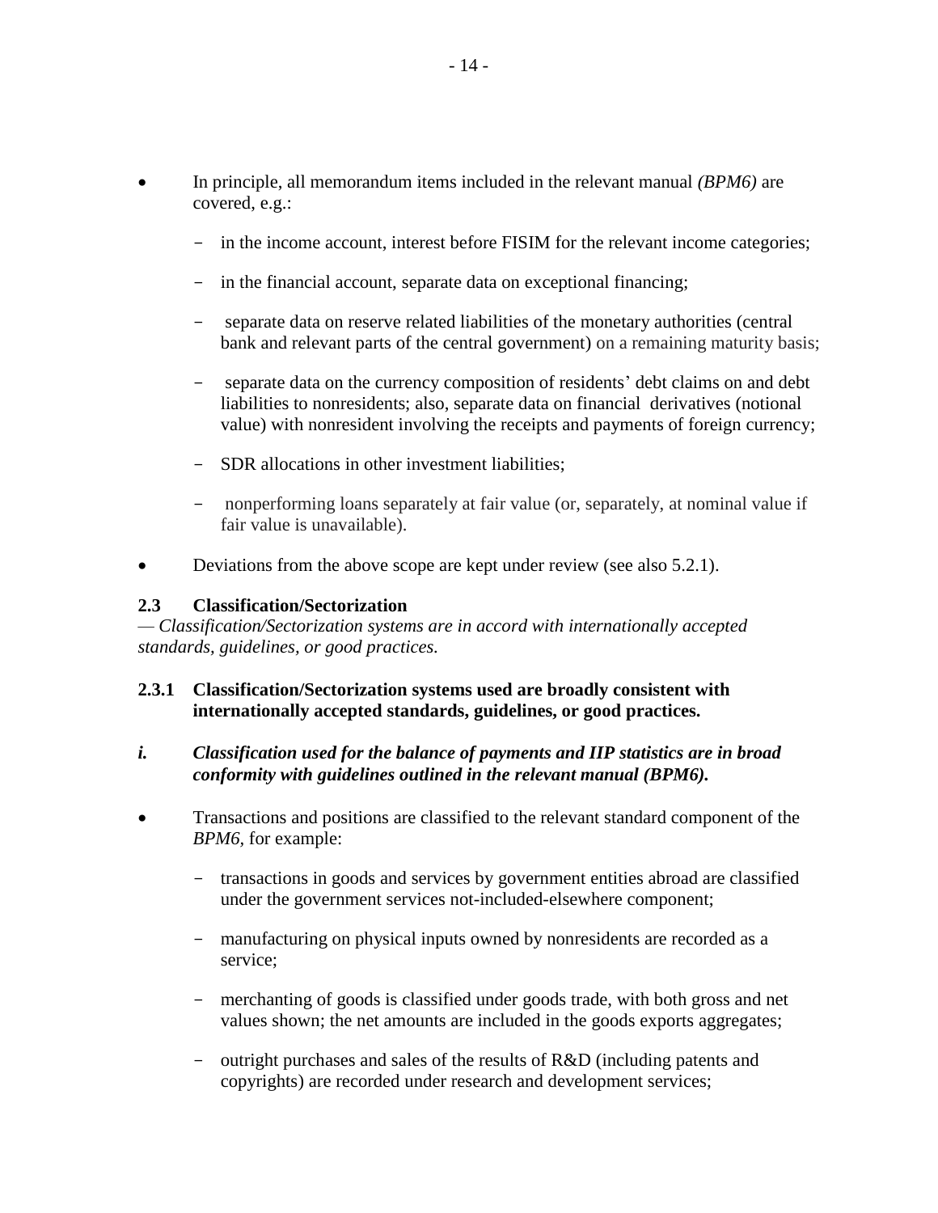- In principle, all memorandum items included in the relevant manual *(BPM6)* are covered, e.g.:
  - in the income account, interest before FISIM for the relevant income categories;
  - in the financial account, separate data on exceptional financing;
  - separate data on reserve related liabilities of the monetary authorities (central bank and relevant parts of the central government) on a remaining maturity basis;
  - separate data on the currency composition of residents' debt claims on and debt liabilities to nonresidents; also, separate data on financial derivatives (notional value) with nonresident involving the receipts and payments of foreign currency;
  - SDR allocations in other investment liabilities;
  - nonperforming loans separately at fair value (or, separately, at nominal value if fair value is unavailable).
- Deviations from the above scope are kept under review (see also 5.2.1).

### 2.3 Classification/Sectorization

*— Classification/Sectorization systems are in accord with internationally accepted standards, guidelines, or good practices.*

#### 2.3.1 Classification/Sectorization systems used are broadly consistent with internationally accepted standards, guidelines, or good practices.

***i. Classification used for the balance of payments and IIP statistics are in broad conformity with guidelines outlined in the relevant manual (BPM6).***

- Transactions and positions are classified to the relevant standard component of the *BPM6*, for example:
  - transactions in goods and services by government entities abroad are classified under the government services not-included-elsewhere component;
  - manufacturing on physical inputs owned by nonresidents are recorded as a service;
  - merchanting of goods is classified under goods trade, with both gross and net values shown; the net amounts are included in the goods exports aggregates;
  - outright purchases and sales of the results of R&D (including patents and copyrights) are recorded under research and development services;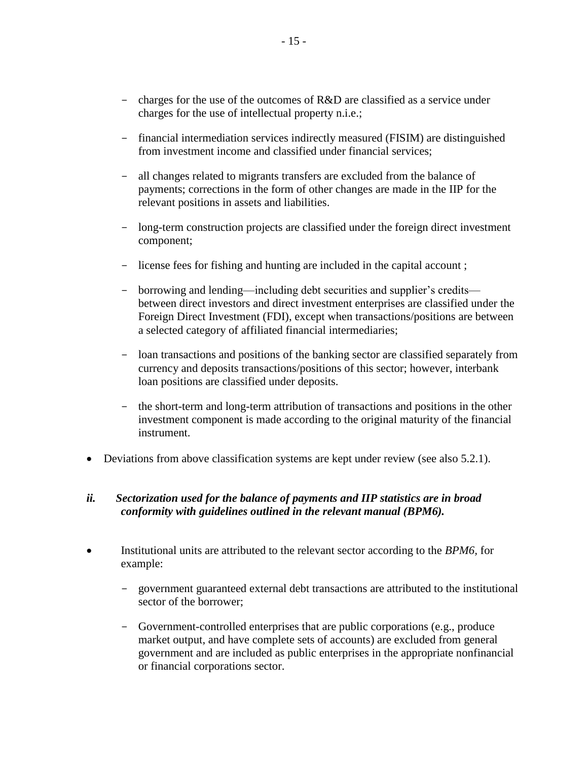- charges for the use of the outcomes of R&D are classified as a service under charges for the use of intellectual property n.i.e.;
- financial intermediation services indirectly measured (FISIM) are distinguished from investment income and classified under financial services;
- all changes related to migrants transfers are excluded from the balance of payments; corrections in the form of other changes are made in the IIP for the relevant positions in assets and liabilities.
- long-term construction projects are classified under the foreign direct investment component;
- license fees for fishing and hunting are included in the capital account ;
- borrowing and lending—including debt securities and supplier's credits—between direct investors and direct investment enterprises are classified under the Foreign Direct Investment (FDI), except when transactions/positions are between a selected category of affiliated financial intermediaries;
- loan transactions and positions of the banking sector are classified separately from currency and deposits transactions/positions of this sector; however, interbank loan positions are classified under deposits.
- the short-term and long-term attribution of transactions and positions in the other investment component is made according to the original maturity of the financial instrument.

- Deviations from above classification systems are kept under review (see also 5.2.1).

***ii. Sectorization used for the balance of payments and IIP statistics are in broad conformity with guidelines outlined in the relevant manual (BPM6).***

- Institutional units are attributed to the relevant sector according to the *BPM6*, for example:
  - government guaranteed external debt transactions are attributed to the institutional sector of the borrower;
  - Government-controlled enterprises that are public corporations (e.g., produce market output, and have complete sets of accounts) are excluded from general government and are included as public enterprises in the appropriate nonfinancial or financial corporations sector.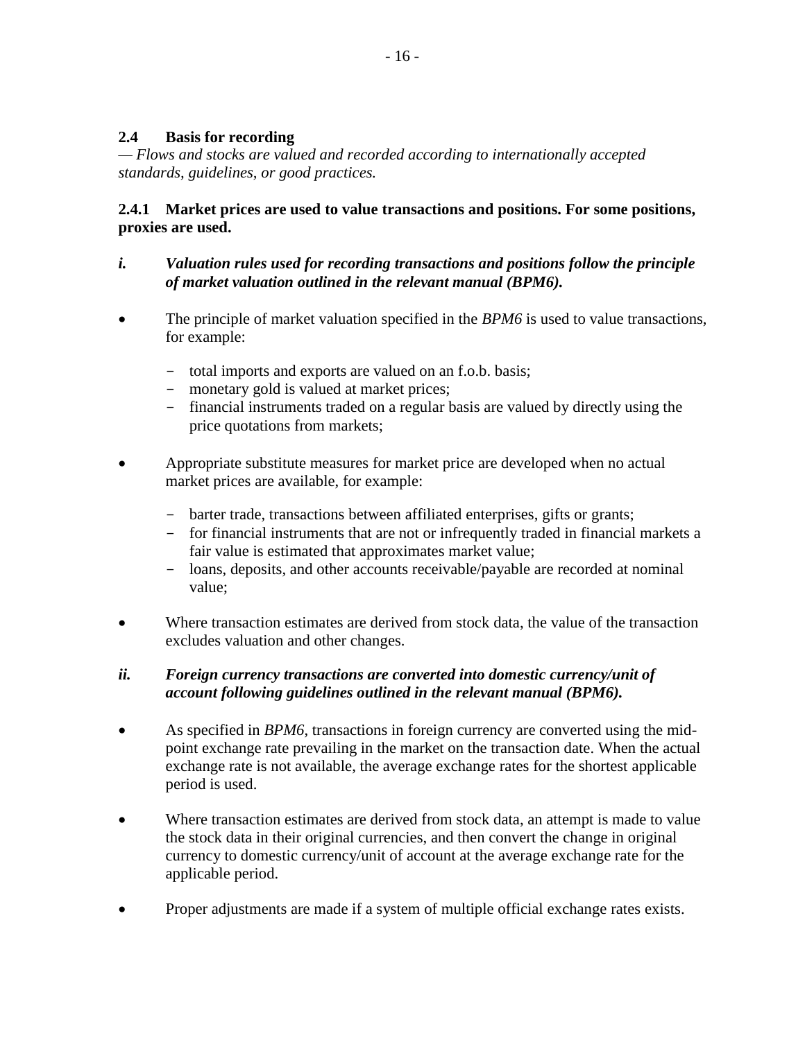## 2.4 Basis for recording

*— Flows and stocks are valued and recorded according to internationally accepted standards, guidelines, or good practices.*

### 2.4.1 Market prices are used to value transactions and positions. For some positions, proxies are used.

***i. Valuation rules used for recording transactions and positions follow the principle of market valuation outlined in the relevant manual (BPM6).***

- The principle of market valuation specified in the *BPM6* is used to value transactions, for example:
  - total imports and exports are valued on an f.o.b. basis;
  - monetary gold is valued at market prices;
  - financial instruments traded on a regular basis are valued by directly using the price quotations from markets;
- Appropriate substitute measures for market price are developed when no actual market prices are available, for example:
  - barter trade, transactions between affiliated enterprises, gifts or grants;
  - for financial instruments that are not or infrequently traded in financial markets a fair value is estimated that approximates market value;
  - loans, deposits, and other accounts receivable/payable are recorded at nominal value;
- Where transaction estimates are derived from stock data, the value of the transaction excludes valuation and other changes.

***ii. Foreign currency transactions are converted into domestic currency/unit of account following guidelines outlined in the relevant manual (BPM6).***

- As specified in *BPM6*, transactions in foreign currency are converted using the mid-point exchange rate prevailing in the market on the transaction date. When the actual exchange rate is not available, the average exchange rates for the shortest applicable period is used.
- Where transaction estimates are derived from stock data, an attempt is made to value the stock data in their original currencies, and then convert the change in original currency to domestic currency/unit of account at the average exchange rate for the applicable period.
- Proper adjustments are made if a system of multiple official exchange rates exists.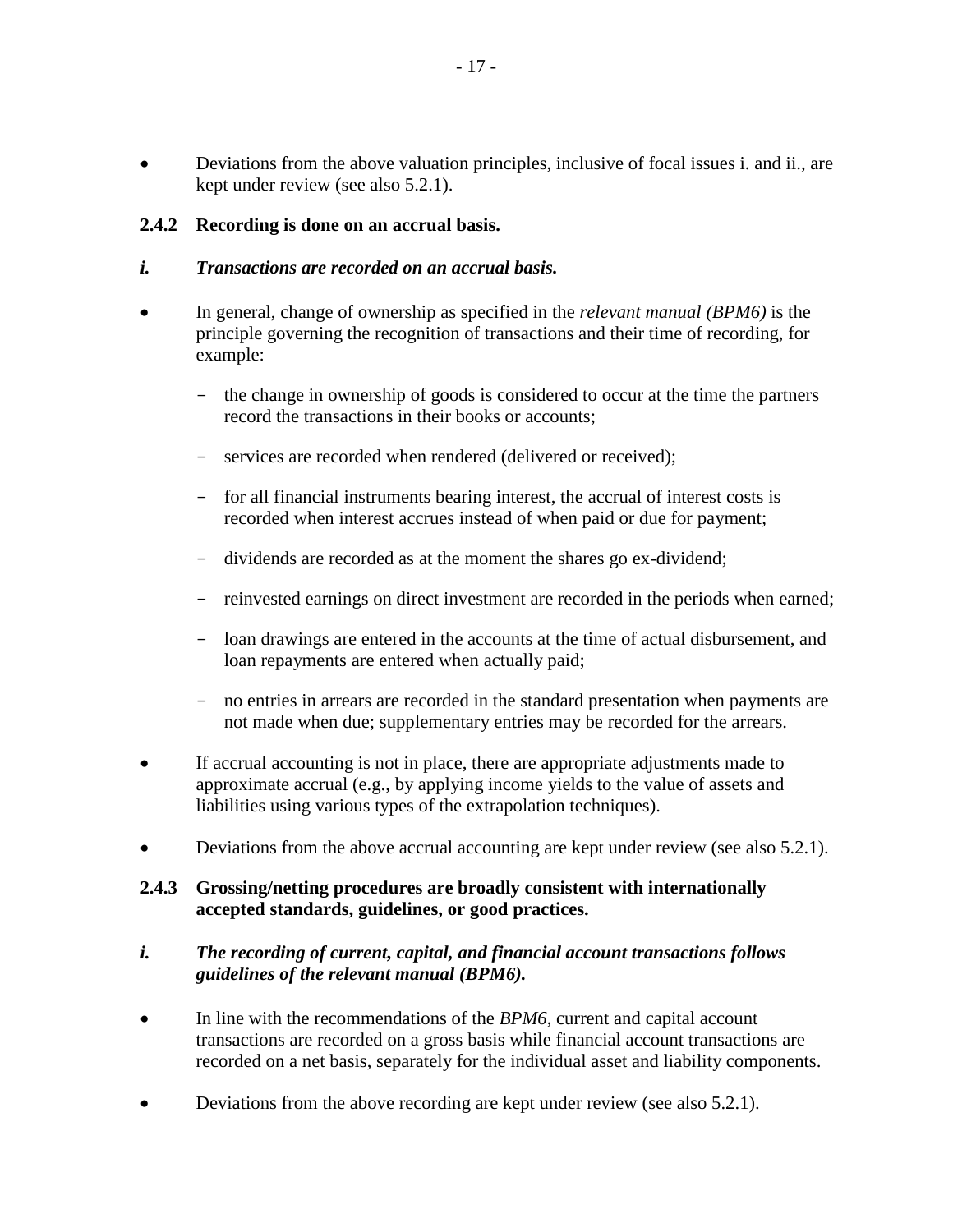- Deviations from the above valuation principles, inclusive of focal issues i. and ii., are kept under review (see also 5.2.1).

### 2.4.2 Recording is done on an accrual basis.

***i. Transactions are recorded on an accrual basis.***

- In general, change of ownership as specified in the *relevant manual (BPM6)* is the principle governing the recognition of transactions and their time of recording, for example:
  - the change in ownership of goods is considered to occur at the time the partners record the transactions in their books or accounts;
  - services are recorded when rendered (delivered or received);
  - for all financial instruments bearing interest, the accrual of interest costs is recorded when interest accrues instead of when paid or due for payment;
  - dividends are recorded as at the moment the shares go ex-dividend;
  - reinvested earnings on direct investment are recorded in the periods when earned;
  - loan drawings are entered in the accounts at the time of actual disbursement, and loan repayments are entered when actually paid;
  - no entries in arrears are recorded in the standard presentation when payments are not made when due; supplementary entries may be recorded for the arrears.
- If accrual accounting is not in place, there are appropriate adjustments made to approximate accrual (e.g., by applying income yields to the value of assets and liabilities using various types of the extrapolation techniques).
- Deviations from the above accrual accounting are kept under review (see also 5.2.1).

### 2.4.3 Grossing/netting procedures are broadly consistent with internationally accepted standards, guidelines, or good practices.

***i. The recording of current, capital, and financial account transactions follows guidelines of the relevant manual (BPM6).***

- In line with the recommendations of the *BPM6*, current and capital account transactions are recorded on a gross basis while financial account transactions are recorded on a net basis, separately for the individual asset and liability components.
- Deviations from the above recording are kept under review (see also 5.2.1).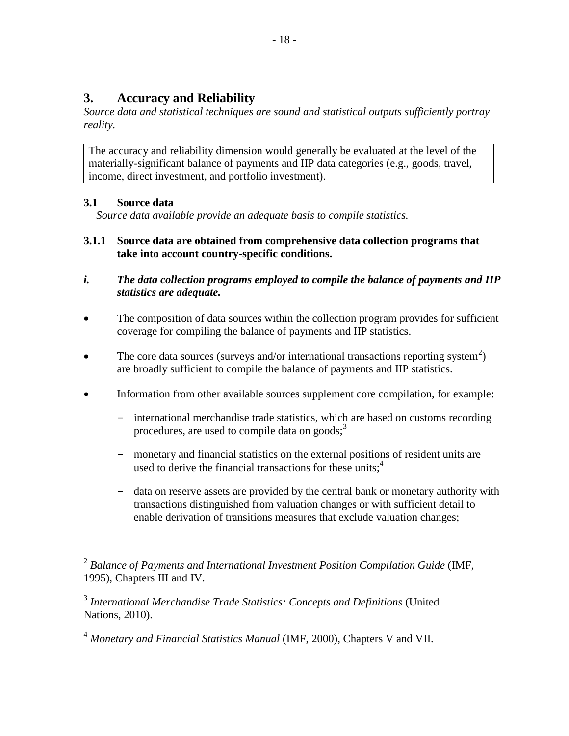## 3. Accuracy and Reliability

*Source data and statistical techniques are sound and statistical outputs sufficiently portray reality.*

| The accuracy and reliability dimension would generally be evaluated at the level of the materially-significant balance of payments and IIP data categories (e.g., goods, travel, income, direct investment, and portfolio investment). |
|---|

### 3.1 Source data

— *Source data available provide an adequate basis to compile statistics.*

**3.1.1 Source data are obtained from comprehensive data collection programs that take into account country-specific conditions.**

***i. The data collection programs employed to compile the balance of payments and IIP statistics are adequate.***

- The composition of data sources within the collection program provides for sufficient coverage for compiling the balance of payments and IIP statistics.
- The core data sources (surveys and/or international transactions reporting system[2]) are broadly sufficient to compile the balance of payments and IIP statistics.
- Information from other available sources supplement core compilation, for example:
  - international merchandise trade statistics, which are based on customs recording procedures, are used to compile data on goods;[3]
  - monetary and financial statistics on the external positions of resident units are used to derive the financial transactions for these units;[4]
  - data on reserve assets are provided by the central bank or monetary authority with transactions distinguished from valuation changes or with sufficient detail to enable derivation of transitions measures that exclude valuation changes;

---

[2] *Balance of Payments and International Investment Position Compilation Guide* (IMF, 1995), Chapters III and IV.

[3] *International Merchandise Trade Statistics: Concepts and Definitions* (United Nations, 2010).

[4] *Monetary and Financial Statistics Manual* (IMF, 2000), Chapters V and VII.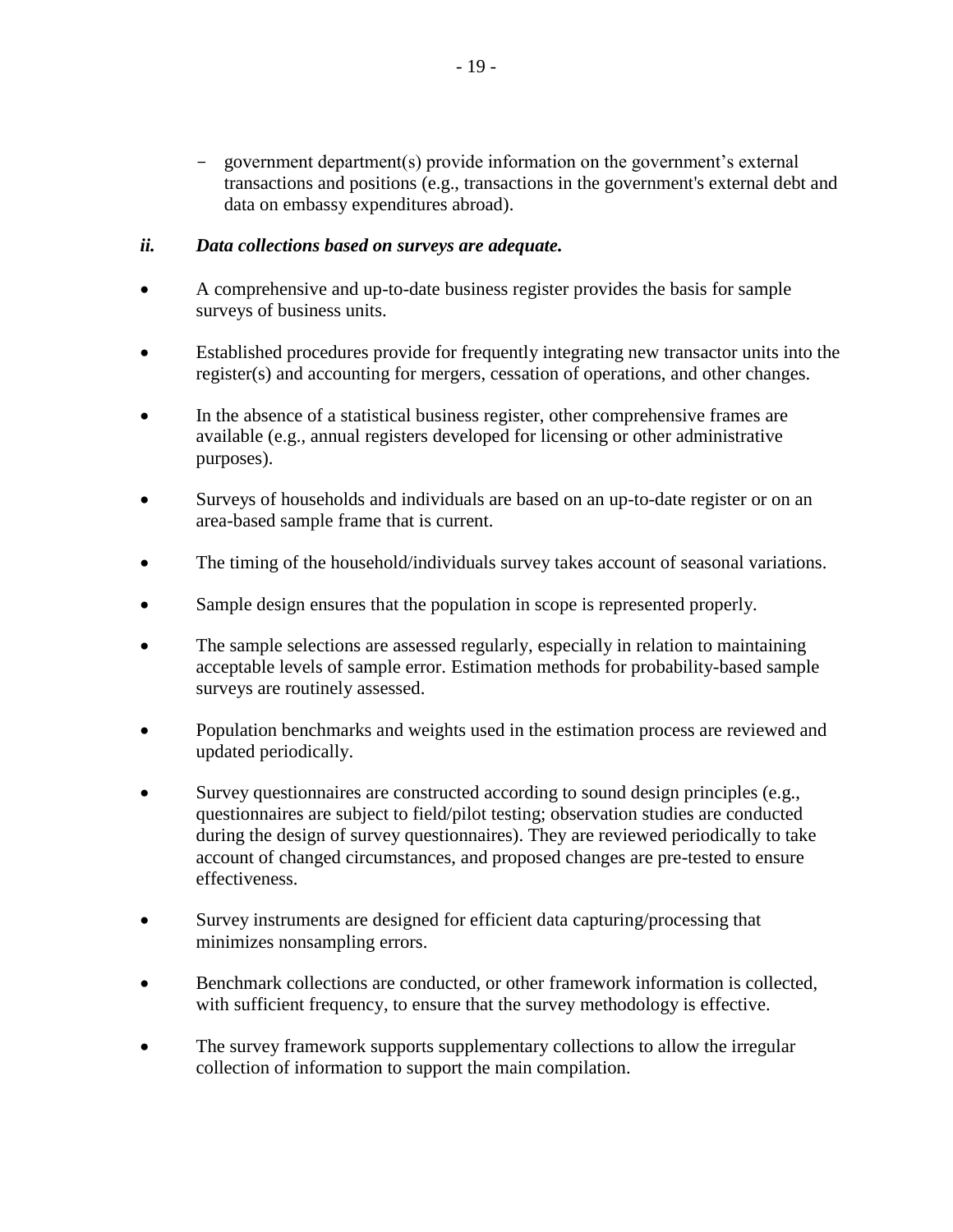- government department(s) provide information on the government's external transactions and positions (e.g., transactions in the government's external debt and data on embassy expenditures abroad).

### *ii. Data collections based on surveys are adequate.*

- A comprehensive and up-to-date business register provides the basis for sample surveys of business units.
- Established procedures provide for frequently integrating new transactor units into the register(s) and accounting for mergers, cessation of operations, and other changes.
- In the absence of a statistical business register, other comprehensive frames are available (e.g., annual registers developed for licensing or other administrative purposes).
- Surveys of households and individuals are based on an up-to-date register or on an area-based sample frame that is current.
- The timing of the household/individuals survey takes account of seasonal variations.
- Sample design ensures that the population in scope is represented properly.
- The sample selections are assessed regularly, especially in relation to maintaining acceptable levels of sample error. Estimation methods for probability-based sample surveys are routinely assessed.
- Population benchmarks and weights used in the estimation process are reviewed and updated periodically.
- Survey questionnaires are constructed according to sound design principles (e.g., questionnaires are subject to field/pilot testing; observation studies are conducted during the design of survey questionnaires). They are reviewed periodically to take account of changed circumstances, and proposed changes are pre-tested to ensure effectiveness.
- Survey instruments are designed for efficient data capturing/processing that minimizes nonsampling errors.
- Benchmark collections are conducted, or other framework information is collected, with sufficient frequency, to ensure that the survey methodology is effective.
- The survey framework supports supplementary collections to allow the irregular collection of information to support the main compilation.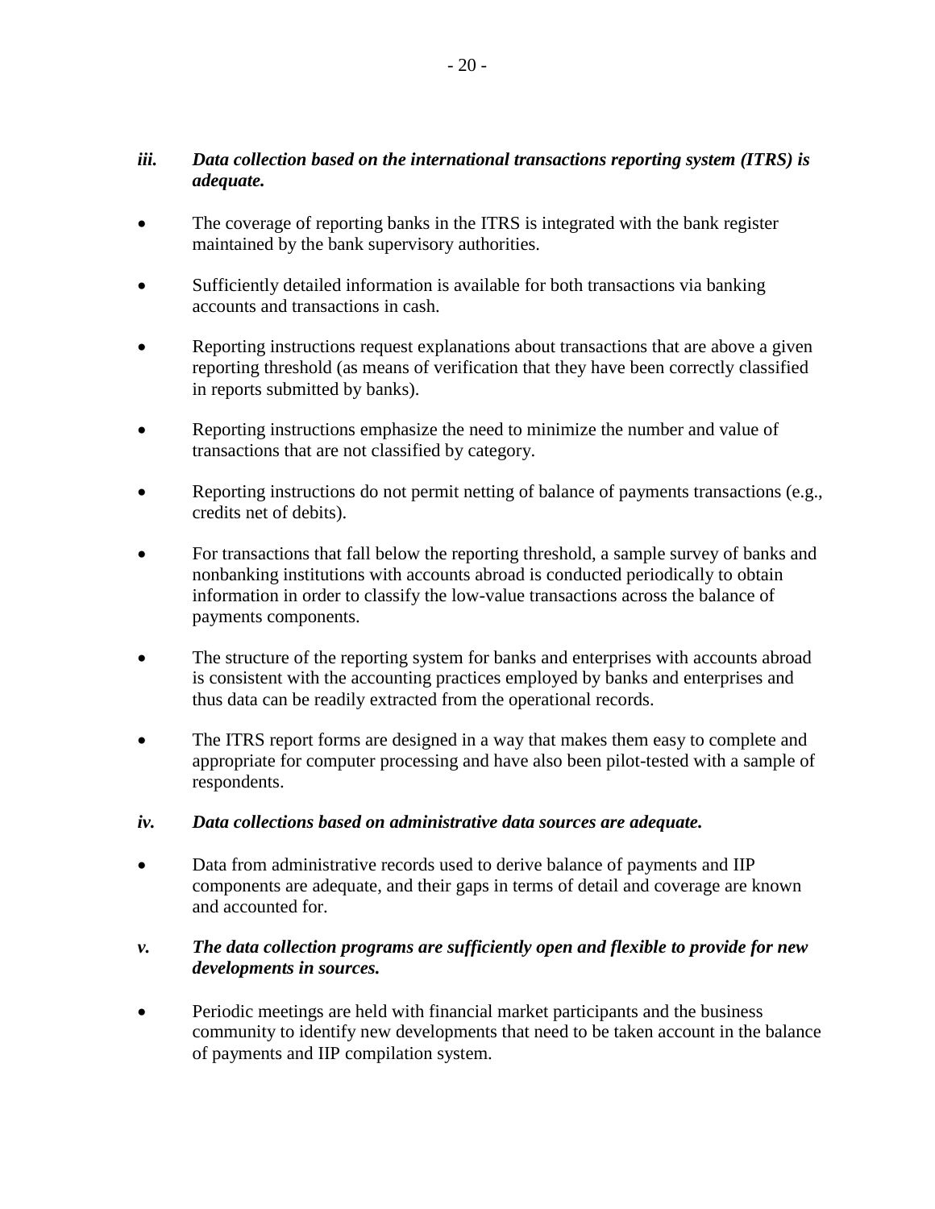***iii. Data collection based on the international transactions reporting system (ITRS) is adequate.***

- The coverage of reporting banks in the ITRS is integrated with the bank register maintained by the bank supervisory authorities.
- Sufficiently detailed information is available for both transactions via banking accounts and transactions in cash.
- Reporting instructions request explanations about transactions that are above a given reporting threshold (as means of verification that they have been correctly classified in reports submitted by banks).
- Reporting instructions emphasize the need to minimize the number and value of transactions that are not classified by category.
- Reporting instructions do not permit netting of balance of payments transactions (e.g., credits net of debits).
- For transactions that fall below the reporting threshold, a sample survey of banks and nonbanking institutions with accounts abroad is conducted periodically to obtain information in order to classify the low-value transactions across the balance of payments components.
- The structure of the reporting system for banks and enterprises with accounts abroad is consistent with the accounting practices employed by banks and enterprises and thus data can be readily extracted from the operational records.
- The ITRS report forms are designed in a way that makes them easy to complete and appropriate for computer processing and have also been pilot-tested with a sample of respondents.

***iv. Data collections based on administrative data sources are adequate.***

- Data from administrative records used to derive balance of payments and IIP components are adequate, and their gaps in terms of detail and coverage are known and accounted for.

***v. The data collection programs are sufficiently open and flexible to provide for new developments in sources.***

- Periodic meetings are held with financial market participants and the business community to identify new developments that need to be taken account in the balance of payments and IIP compilation system.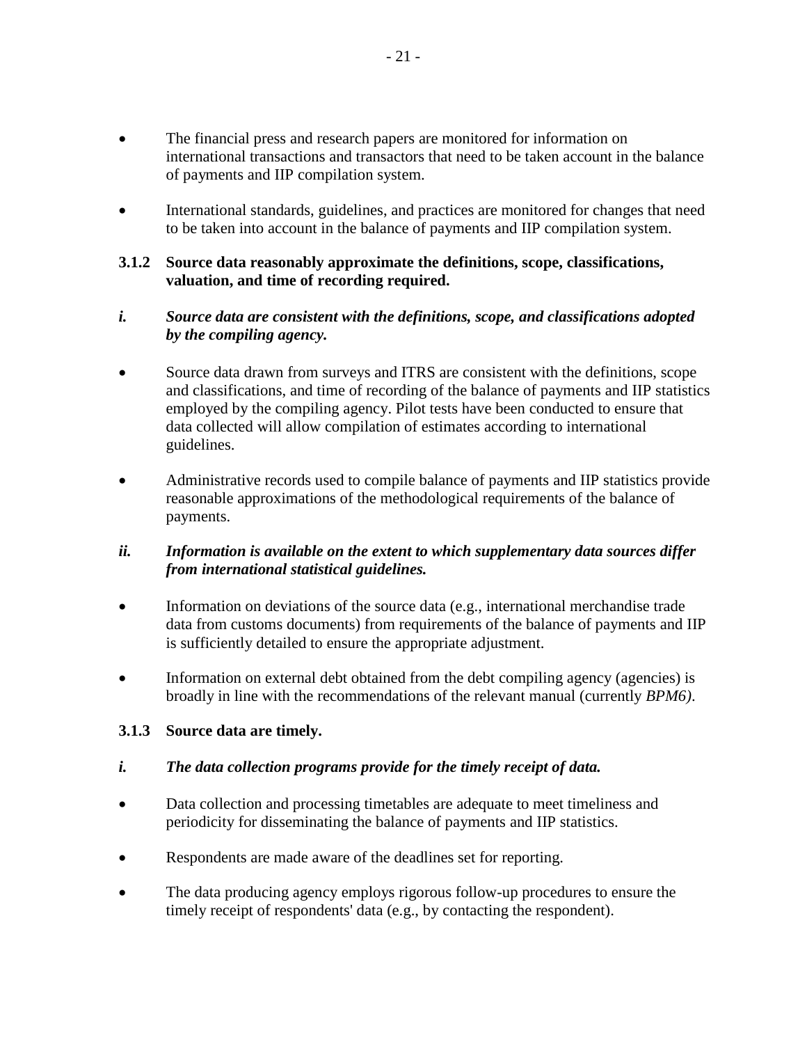- The financial press and research papers are monitored for information on international transactions and transactors that need to be taken account in the balance of payments and IIP compilation system.

- International standards, guidelines, and practices are monitored for changes that need to be taken into account in the balance of payments and IIP compilation system.

### 3.1.2 Source data reasonably approximate the definitions, scope, classifications, valuation, and time of recording required.

***i. Source data are consistent with the definitions, scope, and classifications adopted by the compiling agency.***

- Source data drawn from surveys and ITRS are consistent with the definitions, scope and classifications, and time of recording of the balance of payments and IIP statistics employed by the compiling agency. Pilot tests have been conducted to ensure that data collected will allow compilation of estimates according to international guidelines.

- Administrative records used to compile balance of payments and IIP statistics provide reasonable approximations of the methodological requirements of the balance of payments.

***ii. Information is available on the extent to which supplementary data sources differ from international statistical guidelines.***

- Information on deviations of the source data (e.g., international merchandise trade data from customs documents) from requirements of the balance of payments and IIP is sufficiently detailed to ensure the appropriate adjustment.

- Information on external debt obtained from the debt compiling agency (agencies) is broadly in line with the recommendations of the relevant manual (currently *BPM6)*.

### 3.1.3 Source data are timely.

***i. The data collection programs provide for the timely receipt of data.***

- Data collection and processing timetables are adequate to meet timeliness and periodicity for disseminating the balance of payments and IIP statistics.

- Respondents are made aware of the deadlines set for reporting.

- The data producing agency employs rigorous follow-up procedures to ensure the timely receipt of respondents' data (e.g., by contacting the respondent).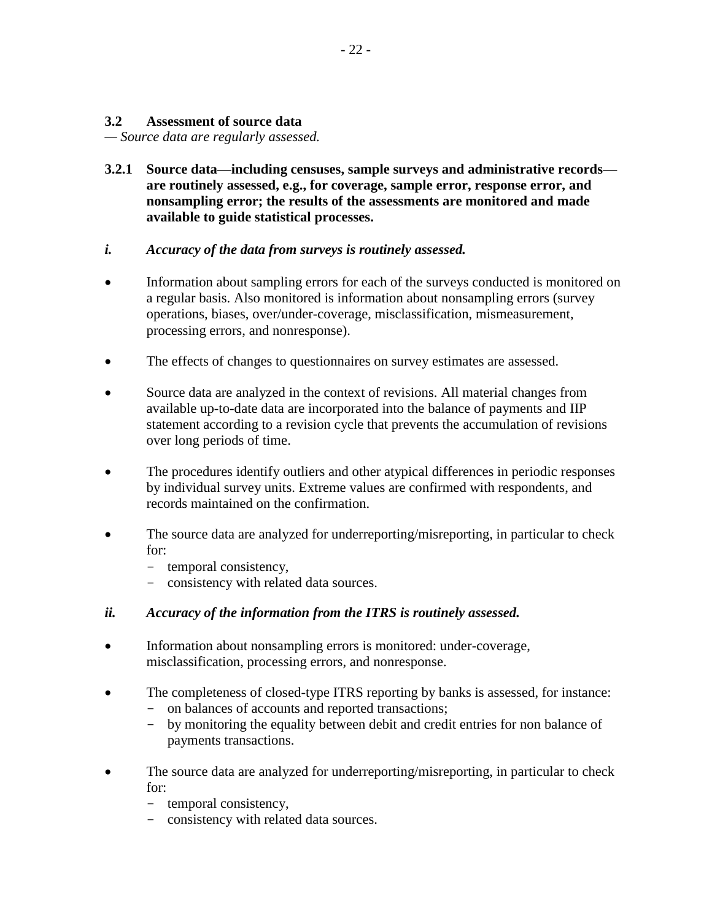### 3.2 Assessment of source data

*— Source data are regularly assessed.*

**3.2.1 Source data—including censuses, sample surveys and administrative records—are routinely assessed, e.g., for coverage, sample error, response error, and nonsampling error; the results of the assessments are monitored and made available to guide statistical processes.**

***i. Accuracy of the data from surveys is routinely assessed.***

- Information about sampling errors for each of the surveys conducted is monitored on a regular basis. Also monitored is information about nonsampling errors (survey operations, biases, over/under-coverage, misclassification, mismeasurement, processing errors, and nonresponse).
- The effects of changes to questionnaires on survey estimates are assessed.
- Source data are analyzed in the context of revisions. All material changes from available up-to-date data are incorporated into the balance of payments and IIP statement according to a revision cycle that prevents the accumulation of revisions over long periods of time.
- The procedures identify outliers and other atypical differences in periodic responses by individual survey units. Extreme values are confirmed with respondents, and records maintained on the confirmation.
- The source data are analyzed for underreporting/misreporting, in particular to check for:
  - temporal consistency,
  - consistency with related data sources.

***ii. Accuracy of the information from the ITRS is routinely assessed.***

- Information about nonsampling errors is monitored: under-coverage, misclassification, processing errors, and nonresponse.
- The completeness of closed-type ITRS reporting by banks is assessed, for instance:
  - on balances of accounts and reported transactions;
  - by monitoring the equality between debit and credit entries for non balance of payments transactions.
- The source data are analyzed for underreporting/misreporting, in particular to check for:
  - temporal consistency,
  - consistency with related data sources.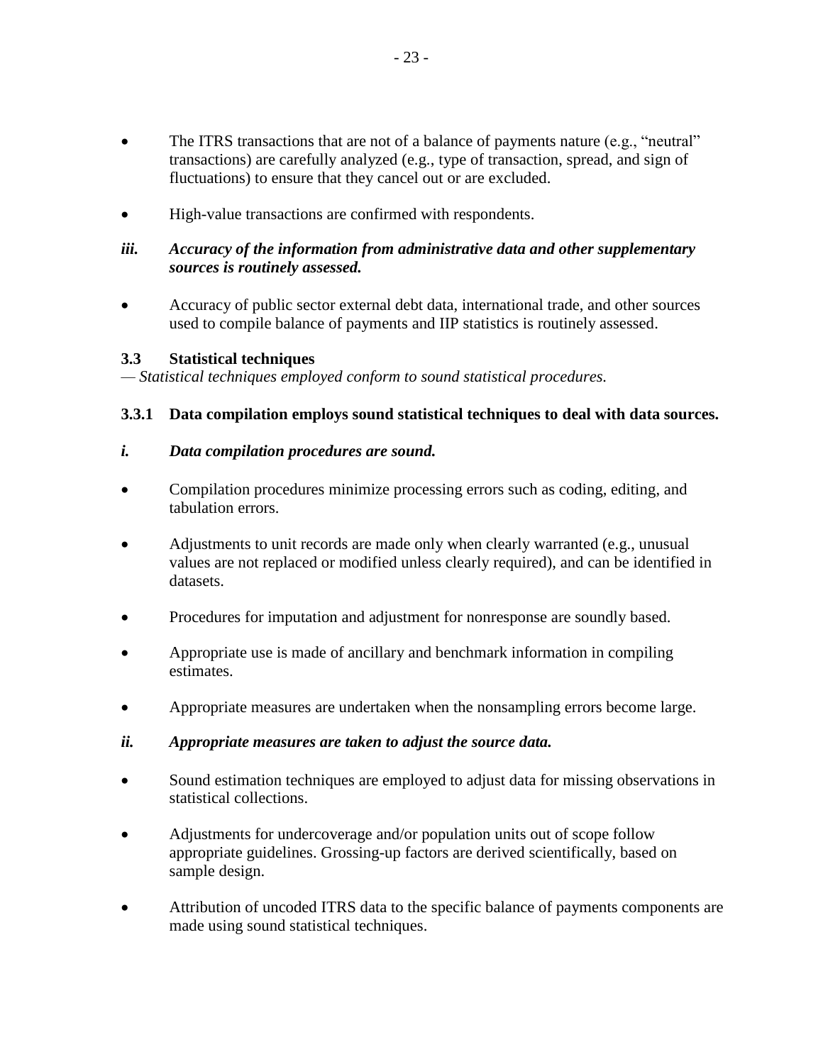- The ITRS transactions that are not of a balance of payments nature (e.g., "neutral" transactions) are carefully analyzed (e.g., type of transaction, spread, and sign of fluctuations) to ensure that they cancel out or are excluded.
- High-value transactions are confirmed with respondents.

***iii. Accuracy of the information from administrative data and other supplementary sources is routinely assessed.***

- Accuracy of public sector external debt data, international trade, and other sources used to compile balance of payments and IIP statistics is routinely assessed.

### 3.3 Statistical techniques

*— Statistical techniques employed conform to sound statistical procedures.*

#### 3.3.1 Data compilation employs sound statistical techniques to deal with data sources.

***i. Data compilation procedures are sound.***

- Compilation procedures minimize processing errors such as coding, editing, and tabulation errors.
- Adjustments to unit records are made only when clearly warranted (e.g., unusual values are not replaced or modified unless clearly required), and can be identified in datasets.
- Procedures for imputation and adjustment for nonresponse are soundly based.
- Appropriate use is made of ancillary and benchmark information in compiling estimates.
- Appropriate measures are undertaken when the nonsampling errors become large.

***ii. Appropriate measures are taken to adjust the source data.***

- Sound estimation techniques are employed to adjust data for missing observations in statistical collections.
- Adjustments for undercoverage and/or population units out of scope follow appropriate guidelines. Grossing-up factors are derived scientifically, based on sample design.
- Attribution of uncoded ITRS data to the specific balance of payments components are made using sound statistical techniques.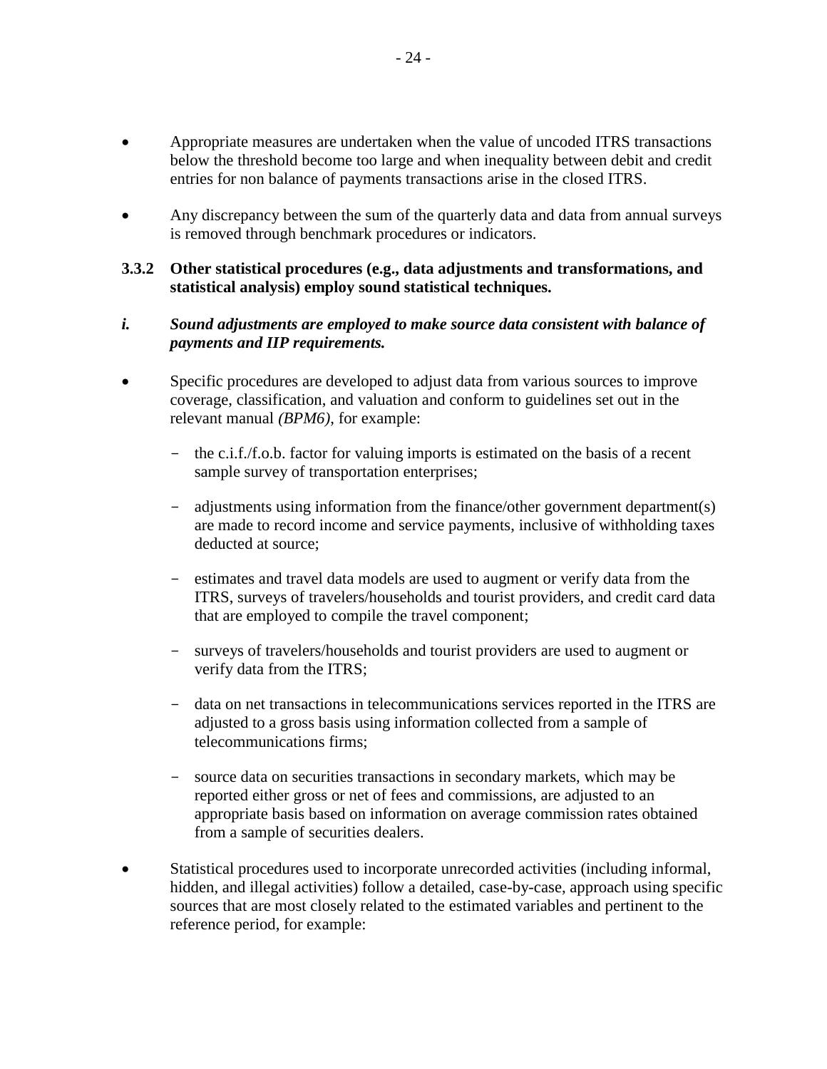- Appropriate measures are undertaken when the value of uncoded ITRS transactions below the threshold become too large and when inequality between debit and credit entries for non balance of payments transactions arise in the closed ITRS.

- Any discrepancy between the sum of the quarterly data and data from annual surveys is removed through benchmark procedures or indicators.

**3.3.2 Other statistical procedures (e.g., data adjustments and transformations, and statistical analysis) employ sound statistical techniques.**

***i. Sound adjustments are employed to make source data consistent with balance of payments and IIP requirements.***

- Specific procedures are developed to adjust data from various sources to improve coverage, classification, and valuation and conform to guidelines set out in the relevant manual *(BPM6)*, for example:

  - the c.i.f./f.o.b. factor for valuing imports is estimated on the basis of a recent sample survey of transportation enterprises;

  - adjustments using information from the finance/other government department(s) are made to record income and service payments, inclusive of withholding taxes deducted at source;

  - estimates and travel data models are used to augment or verify data from the ITRS, surveys of travelers/households and tourist providers, and credit card data that are employed to compile the travel component;

  - surveys of travelers/households and tourist providers are used to augment or verify data from the ITRS;

  - data on net transactions in telecommunications services reported in the ITRS are adjusted to a gross basis using information collected from a sample of telecommunications firms;

  - source data on securities transactions in secondary markets, which may be reported either gross or net of fees and commissions, are adjusted to an appropriate basis based on information on average commission rates obtained from a sample of securities dealers.

- Statistical procedures used to incorporate unrecorded activities (including informal, hidden, and illegal activities) follow a detailed, case-by-case, approach using specific sources that are most closely related to the estimated variables and pertinent to the reference period, for example: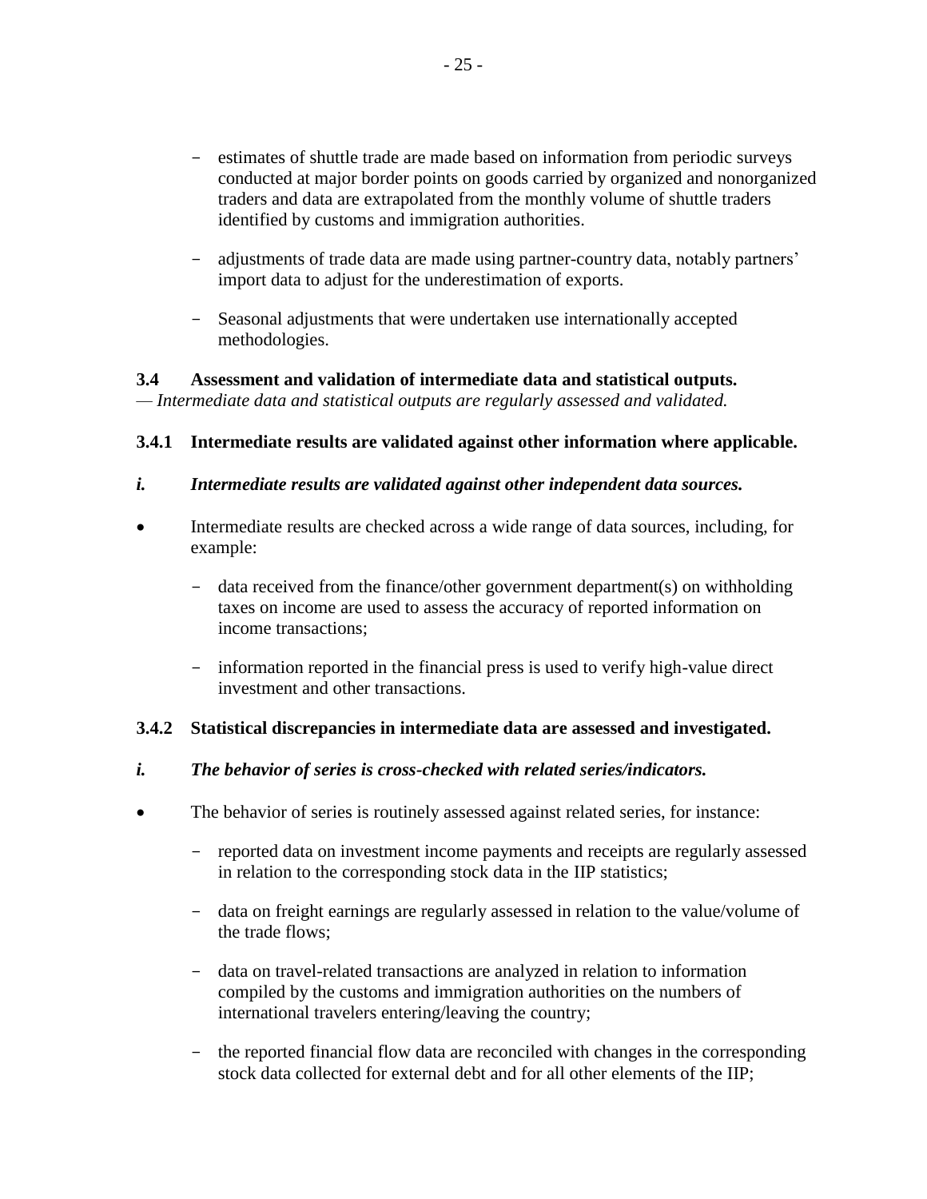- estimates of shuttle trade are made based on information from periodic surveys conducted at major border points on goods carried by organized and nonorganized traders and data are extrapolated from the monthly volume of shuttle traders identified by customs and immigration authorities.

- adjustments of trade data are made using partner-country data, notably partners' import data to adjust for the underestimation of exports.

- Seasonal adjustments that were undertaken use internationally accepted methodologies.

**3.4 Assessment and validation of intermediate data and statistical outputs.**
— *Intermediate data and statistical outputs are regularly assessed and validated.*

**3.4.1 Intermediate results are validated against other information where applicable.**

***i. Intermediate results are validated against other independent data sources.***

- Intermediate results are checked across a wide range of data sources, including, for example:

    - data received from the finance/other government department(s) on withholding taxes on income are used to assess the accuracy of reported information on income transactions;

    - information reported in the financial press is used to verify high-value direct investment and other transactions.

**3.4.2 Statistical discrepancies in intermediate data are assessed and investigated.**

***i. The behavior of series is cross-checked with related series/indicators.***

- The behavior of series is routinely assessed against related series, for instance:

    - reported data on investment income payments and receipts are regularly assessed in relation to the corresponding stock data in the IIP statistics;

    - data on freight earnings are regularly assessed in relation to the value/volume of the trade flows;

    - data on travel-related transactions are analyzed in relation to information compiled by the customs and immigration authorities on the numbers of international travelers entering/leaving the country;

    - the reported financial flow data are reconciled with changes in the corresponding stock data collected for external debt and for all other elements of the IIP;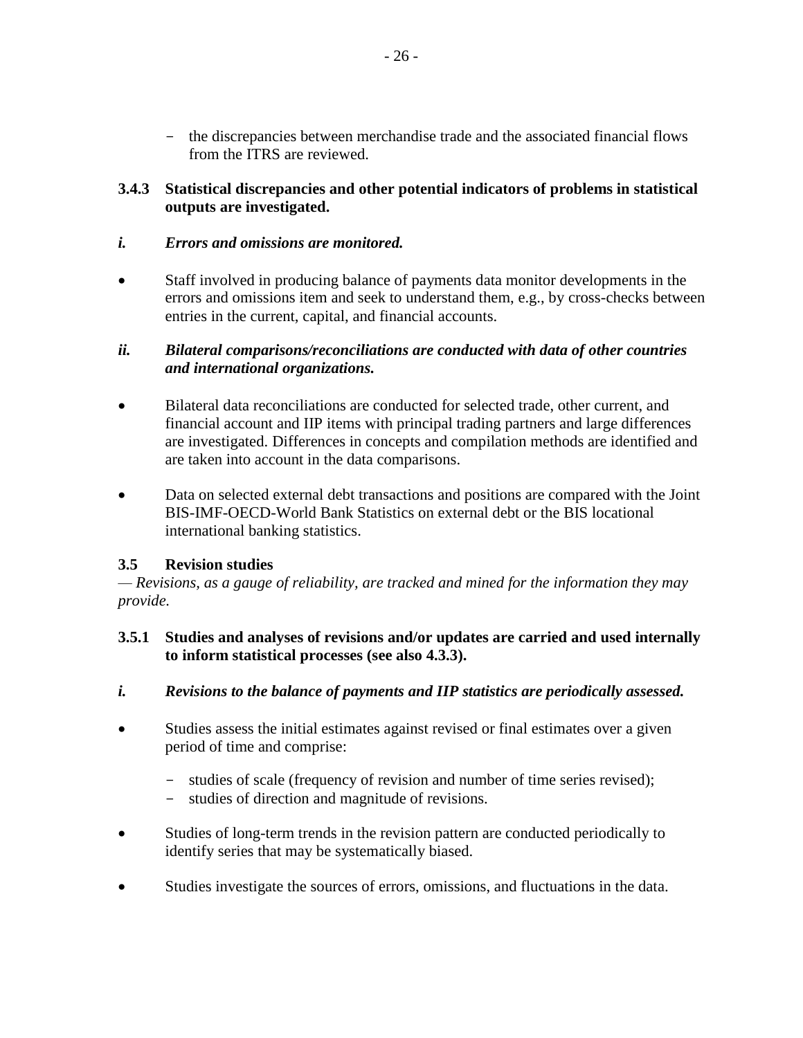- the discrepancies between merchandise trade and the associated financial flows from the ITRS are reviewed.

**3.4.3 Statistical discrepancies and other potential indicators of problems in statistical outputs are investigated.**

***i. Errors and omissions are monitored.***

- Staff involved in producing balance of payments data monitor developments in the errors and omissions item and seek to understand them, e.g., by cross-checks between entries in the current, capital, and financial accounts.

***ii. Bilateral comparisons/reconciliations are conducted with data of other countries and international organizations.***

- Bilateral data reconciliations are conducted for selected trade, other current, and financial account and IIP items with principal trading partners and large differences are investigated. Differences in concepts and compilation methods are identified and are taken into account in the data comparisons.

- Data on selected external debt transactions and positions are compared with the Joint BIS-IMF-OECD-World Bank Statistics on external debt or the BIS locational international banking statistics.

### 3.5 Revision studies

*— Revisions, as a gauge of reliability, are tracked and mined for the information they may provide.*

**3.5.1 Studies and analyses of revisions and/or updates are carried and used internally to inform statistical processes (see also 4.3.3).**

***i. Revisions to the balance of payments and IIP statistics are periodically assessed.***

- Studies assess the initial estimates against revised or final estimates over a given period of time and comprise:
  - studies of scale (frequency of revision and number of time series revised);
  - studies of direction and magnitude of revisions.

- Studies of long-term trends in the revision pattern are conducted periodically to identify series that may be systematically biased.

- Studies investigate the sources of errors, omissions, and fluctuations in the data.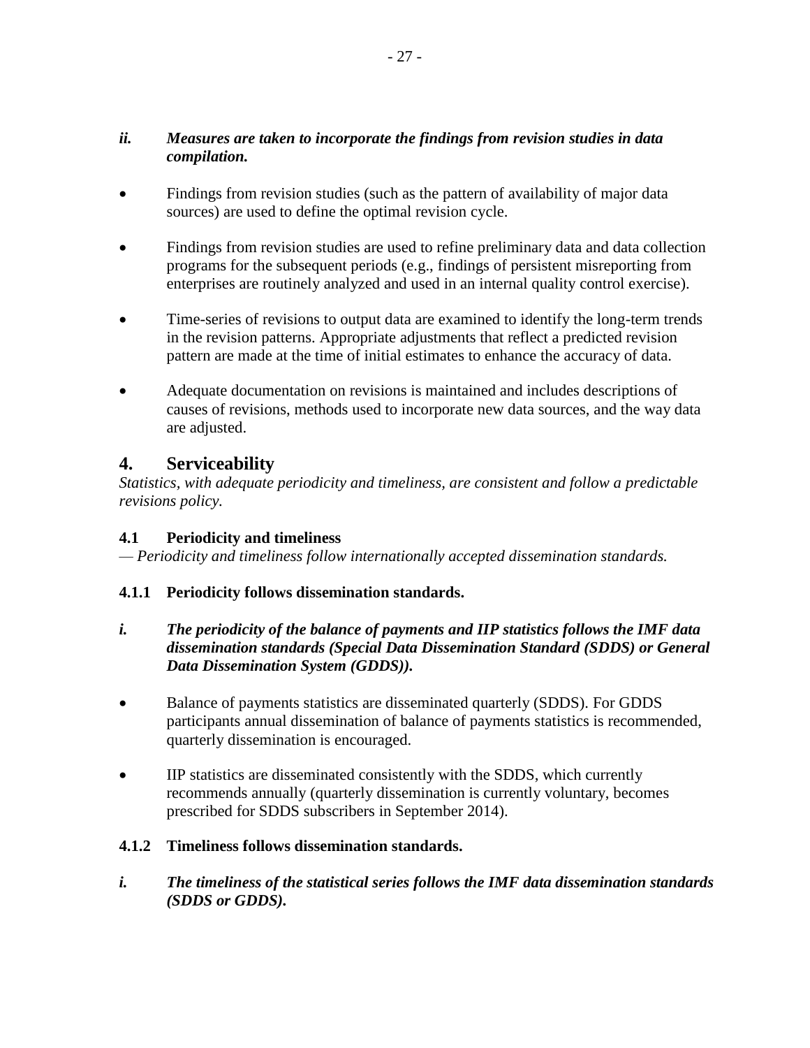***ii. Measures are taken to incorporate the findings from revision studies in data compilation.***

- Findings from revision studies (such as the pattern of availability of major data sources) are used to define the optimal revision cycle.
- Findings from revision studies are used to refine preliminary data and data collection programs for the subsequent periods (e.g., findings of persistent misreporting from enterprises are routinely analyzed and used in an internal quality control exercise).
- Time-series of revisions to output data are examined to identify the long-term trends in the revision patterns. Appropriate adjustments that reflect a predicted revision pattern are made at the time of initial estimates to enhance the accuracy of data.
- Adequate documentation on revisions is maintained and includes descriptions of causes of revisions, methods used to incorporate new data sources, and the way data are adjusted.

## 4. Serviceability

*Statistics, with adequate periodicity and timeliness, are consistent and follow a predictable revisions policy.*

### 4.1 Periodicity and timeliness

*— Periodicity and timeliness follow internationally accepted dissemination standards.*

#### 4.1.1 Periodicity follows dissemination standards.

***i. The periodicity of the balance of payments and IIP statistics follows the IMF data dissemination standards (Special Data Dissemination Standard (SDDS) or General Data Dissemination System (GDDS)).***

- Balance of payments statistics are disseminated quarterly (SDDS). For GDDS participants annual dissemination of balance of payments statistics is recommended, quarterly dissemination is encouraged.
- IIP statistics are disseminated consistently with the SDDS, which currently recommends annually (quarterly dissemination is currently voluntary, becomes prescribed for SDDS subscribers in September 2014).

#### 4.1.2 Timeliness follows dissemination standards.

***i. The timeliness of the statistical series follows the IMF data dissemination standards (SDDS or GDDS).***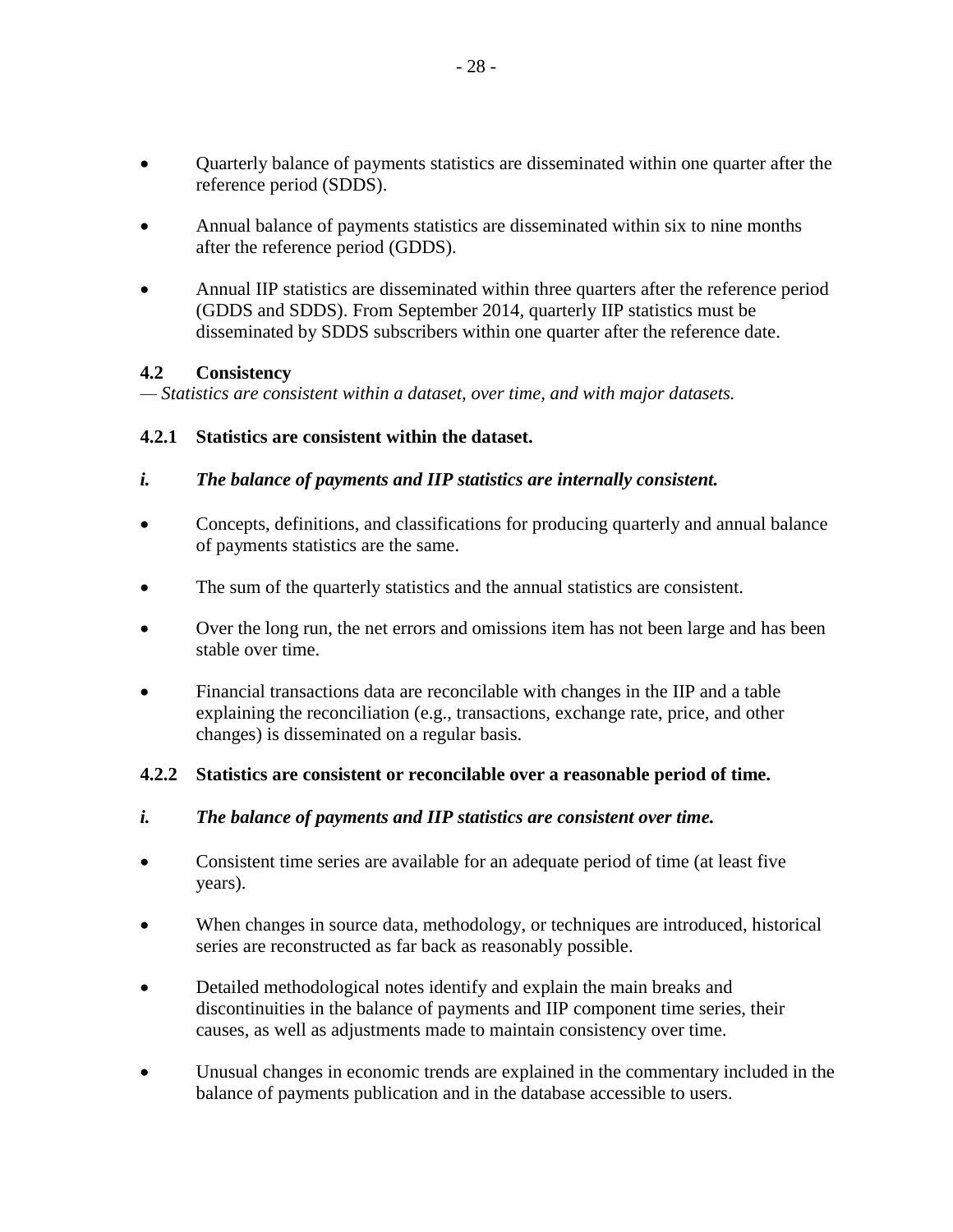- Quarterly balance of payments statistics are disseminated within one quarter after the reference period (SDDS).
- Annual balance of payments statistics are disseminated within six to nine months after the reference period (GDDS).
- Annual IIP statistics are disseminated within three quarters after the reference period (GDDS and SDDS). From September 2014, quarterly IIP statistics must be disseminated by SDDS subscribers within one quarter after the reference date.

### 4.2 Consistency

*— Statistics are consistent within a dataset, over time, and with major datasets.*

#### 4.2.1 Statistics are consistent within the dataset.

***i. The balance of payments and IIP statistics are internally consistent.***

- Concepts, definitions, and classifications for producing quarterly and annual balance of payments statistics are the same.
- The sum of the quarterly statistics and the annual statistics are consistent.
- Over the long run, the net errors and omissions item has not been large and has been stable over time.
- Financial transactions data are reconcilable with changes in the IIP and a table explaining the reconciliation (e.g., transactions, exchange rate, price, and other changes) is disseminated on a regular basis.

#### 4.2.2 Statistics are consistent or reconcilable over a reasonable period of time.

***i. The balance of payments and IIP statistics are consistent over time.***

- Consistent time series are available for an adequate period of time (at least five years).
- When changes in source data, methodology, or techniques are introduced, historical series are reconstructed as far back as reasonably possible.
- Detailed methodological notes identify and explain the main breaks and discontinuities in the balance of payments and IIP component time series, their causes, as well as adjustments made to maintain consistency over time.
- Unusual changes in economic trends are explained in the commentary included in the balance of payments publication and in the database accessible to users.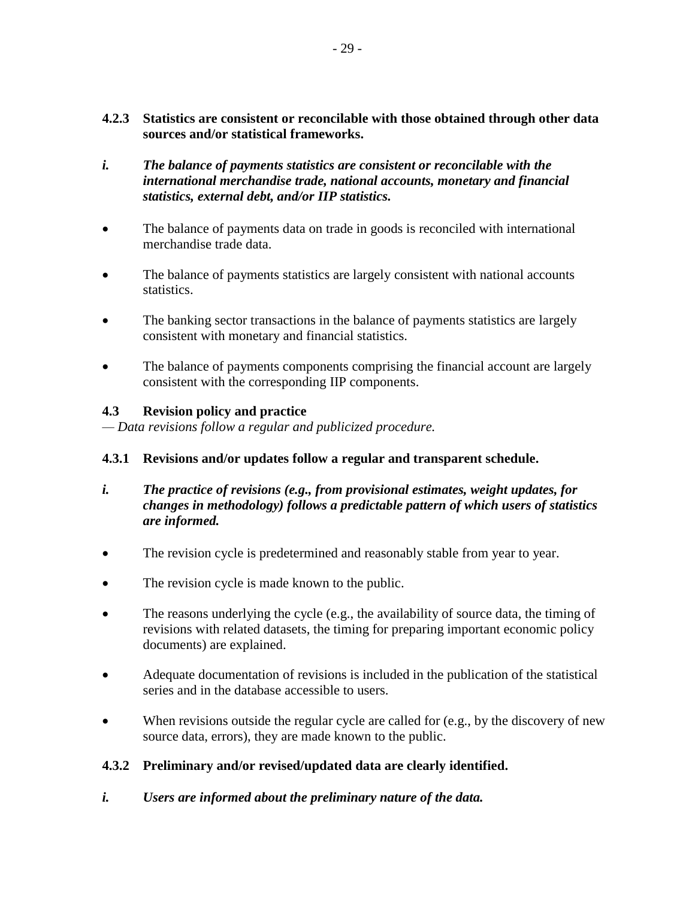**4.2.3 Statistics are consistent or reconcilable with those obtained through other data sources and/or statistical frameworks.**

***i. The balance of payments statistics are consistent or reconcilable with the international merchandise trade, national accounts, monetary and financial statistics, external debt, and/or IIP statistics.***

- The balance of payments data on trade in goods is reconciled with international merchandise trade data.
- The balance of payments statistics are largely consistent with national accounts statistics.
- The banking sector transactions in the balance of payments statistics are largely consistent with monetary and financial statistics.
- The balance of payments components comprising the financial account are largely consistent with the corresponding IIP components.

**4.3 Revision policy and practice**

*— Data revisions follow a regular and publicized procedure.*

**4.3.1 Revisions and/or updates follow a regular and transparent schedule.**

***i. The practice of revisions (e.g., from provisional estimates, weight updates, for changes in methodology) follows a predictable pattern of which users of statistics are informed.***

- The revision cycle is predetermined and reasonably stable from year to year.
- The revision cycle is made known to the public.
- The reasons underlying the cycle (e.g., the availability of source data, the timing of revisions with related datasets, the timing for preparing important economic policy documents) are explained.
- Adequate documentation of revisions is included in the publication of the statistical series and in the database accessible to users.
- When revisions outside the regular cycle are called for (e.g., by the discovery of new source data, errors), they are made known to the public.

**4.3.2 Preliminary and/or revised/updated data are clearly identified.**

***i. Users are informed about the preliminary nature of the data.***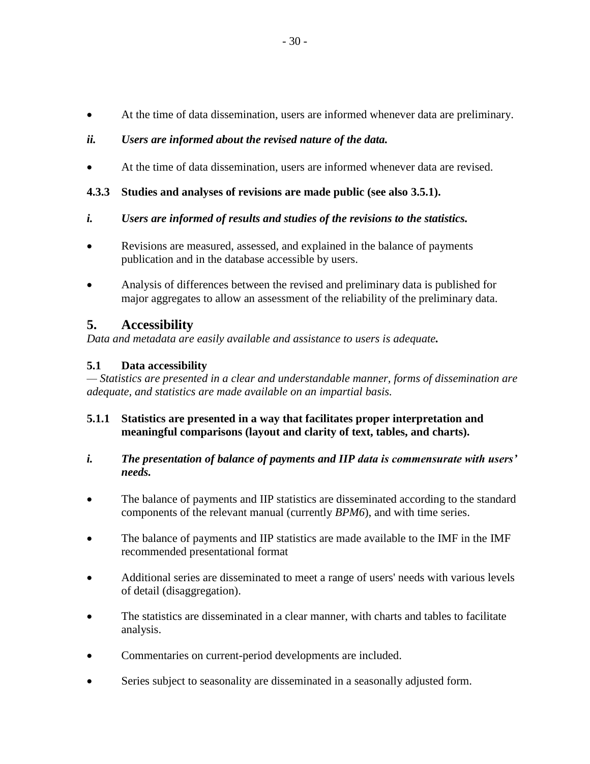- At the time of data dissemination, users are informed whenever data are preliminary.

*ii.* ***Users are informed about the revised nature of the data.***

- At the time of data dissemination, users are informed whenever data are revised.

**4.3.3 Studies and analyses of revisions are made public (see also 3.5.1).**

*i.* ***Users are informed of results and studies of the revisions to the statistics.***

- Revisions are measured, assessed, and explained in the balance of payments publication and in the database accessible by users.
- Analysis of differences between the revised and preliminary data is published for major aggregates to allow an assessment of the reliability of the preliminary data.

## 5. Accessibility

*Data and metadata are easily available and assistance to users is adequate.*

### 5.1 Data accessibility

*— Statistics are presented in a clear and understandable manner, forms of dissemination are adequate, and statistics are made available on an impartial basis.*

**5.1.1 Statistics are presented in a way that facilitates proper interpretation and meaningful comparisons (layout and clarity of text, tables, and charts).**

*i.* ***The presentation of balance of payments and IIP data is commensurate with users' needs.***

- The balance of payments and IIP statistics are disseminated according to the standard components of the relevant manual (currently *BPM6*), and with time series.
- The balance of payments and IIP statistics are made available to the IMF in the IMF recommended presentational format
- Additional series are disseminated to meet a range of users' needs with various levels of detail (disaggregation).
- The statistics are disseminated in a clear manner, with charts and tables to facilitate analysis.
- Commentaries on current-period developments are included.
- Series subject to seasonality are disseminated in a seasonally adjusted form.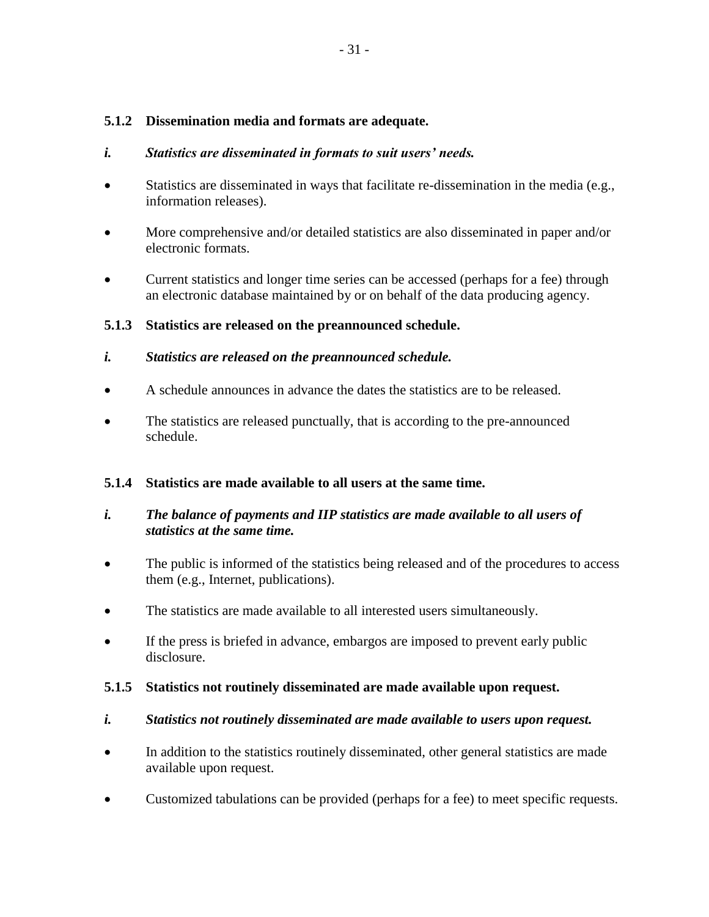### 5.1.2 Dissemination media and formats are adequate.

***i. Statistics are disseminated in formats to suit users' needs.***

- Statistics are disseminated in ways that facilitate re-dissemination in the media (e.g., information releases).
- More comprehensive and/or detailed statistics are also disseminated in paper and/or electronic formats.
- Current statistics and longer time series can be accessed (perhaps for a fee) through an electronic database maintained by or on behalf of the data producing agency.

### 5.1.3 Statistics are released on the preannounced schedule.

***i. Statistics are released on the preannounced schedule.***

- A schedule announces in advance the dates the statistics are to be released.
- The statistics are released punctually, that is according to the pre-announced schedule.

### 5.1.4 Statistics are made available to all users at the same time.

***i. The balance of payments and IIP statistics are made available to all users of statistics at the same time.***

- The public is informed of the statistics being released and of the procedures to access them (e.g., Internet, publications).
- The statistics are made available to all interested users simultaneously.
- If the press is briefed in advance, embargos are imposed to prevent early public disclosure.

### 5.1.5 Statistics not routinely disseminated are made available upon request.

***i. Statistics not routinely disseminated are made available to users upon request.***

- In addition to the statistics routinely disseminated, other general statistics are made available upon request.
- Customized tabulations can be provided (perhaps for a fee) to meet specific requests.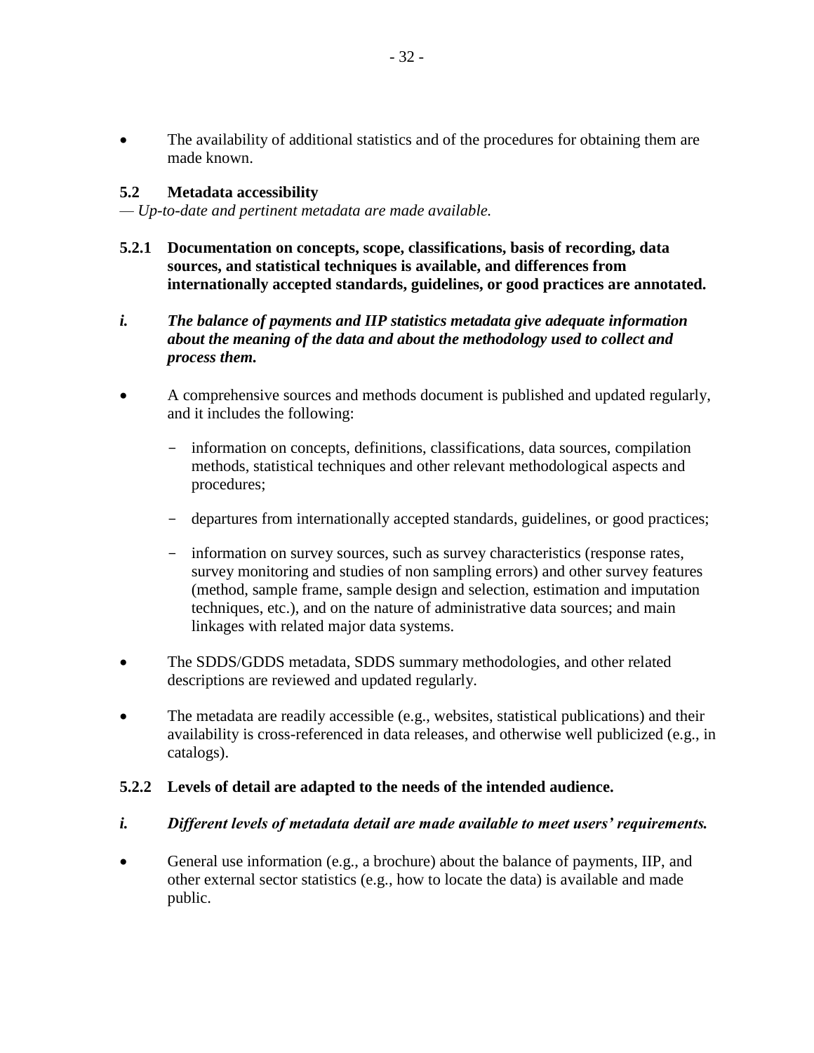- The availability of additional statistics and of the procedures for obtaining them are made known.

### 5.2 Metadata accessibility

— *Up-to-date and pertinent metadata are made available.*

#### 5.2.1 Documentation on concepts, scope, classifications, basis of recording, data sources, and statistical techniques is available, and differences from internationally accepted standards, guidelines, or good practices are annotated.

***i. The balance of payments and IIP statistics metadata give adequate information about the meaning of the data and about the methodology used to collect and process them.***

- A comprehensive sources and methods document is published and updated regularly, and it includes the following:
  - information on concepts, definitions, classifications, data sources, compilation methods, statistical techniques and other relevant methodological aspects and procedures;
  - departures from internationally accepted standards, guidelines, or good practices;
  - information on survey sources, such as survey characteristics (response rates, survey monitoring and studies of non sampling errors) and other survey features (method, sample frame, sample design and selection, estimation and imputation techniques, etc.), and on the nature of administrative data sources; and main linkages with related major data systems.
- The SDDS/GDDS metadata, SDDS summary methodologies, and other related descriptions are reviewed and updated regularly.
- The metadata are readily accessible (e.g., websites, statistical publications) and their availability is cross-referenced in data releases, and otherwise well publicized (e.g., in catalogs).

#### 5.2.2 Levels of detail are adapted to the needs of the intended audience.

***i. Different levels of metadata detail are made available to meet users' requirements.***

- General use information (e.g., a brochure) about the balance of payments, IIP, and other external sector statistics (e.g., how to locate the data) is available and made public.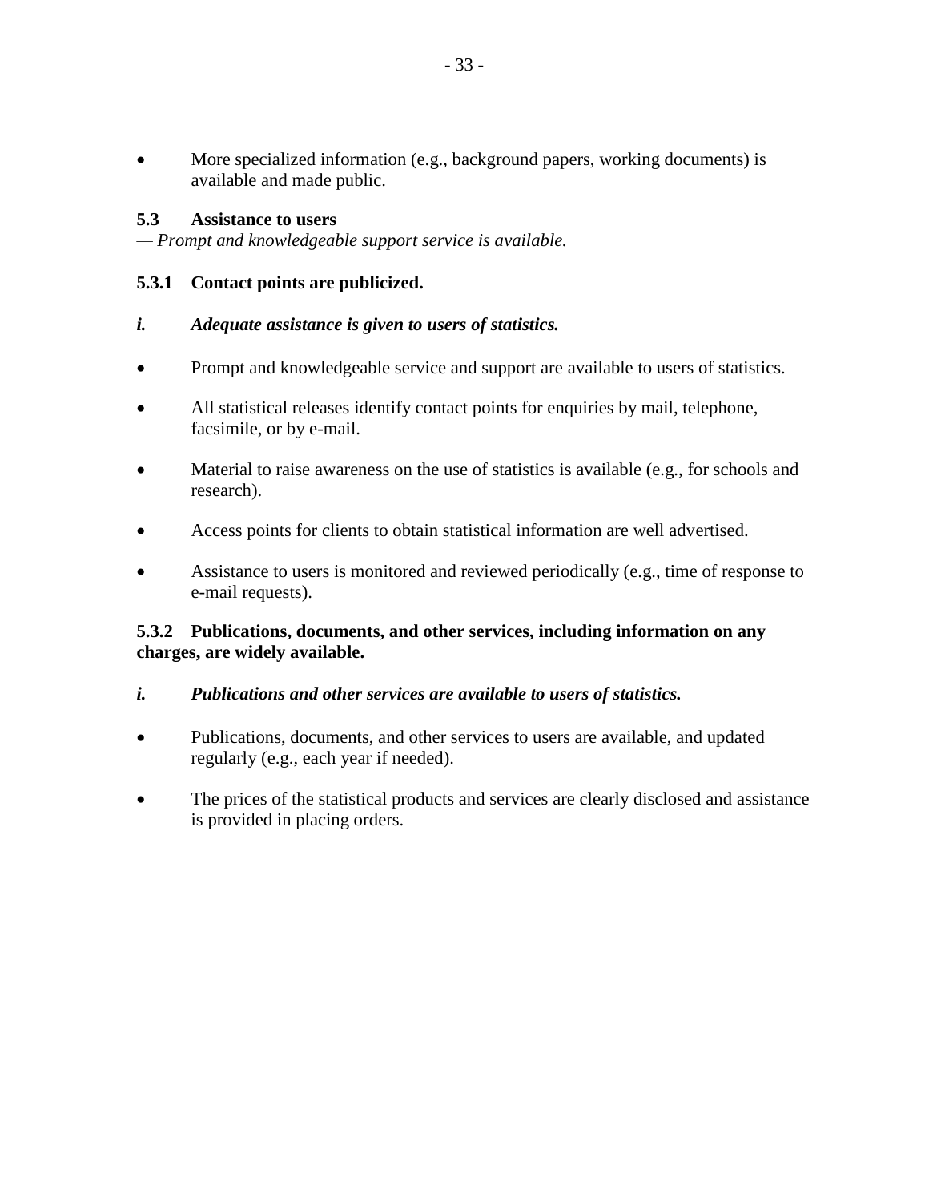- More specialized information (e.g., background papers, working documents) is available and made public.

### 5.3 Assistance to users

*— Prompt and knowledgeable support service is available.*

#### 5.3.1 Contact points are publicized.

***i. Adequate assistance is given to users of statistics.***

- Prompt and knowledgeable service and support are available to users of statistics.
- All statistical releases identify contact points for enquiries by mail, telephone, facsimile, or by e-mail.
- Material to raise awareness on the use of statistics is available (e.g., for schools and research).
- Access points for clients to obtain statistical information are well advertised.
- Assistance to users is monitored and reviewed periodically (e.g., time of response to e-mail requests).

#### 5.3.2 Publications, documents, and other services, including information on any charges, are widely available.

***i. Publications and other services are available to users of statistics.***

- Publications, documents, and other services to users are available, and updated regularly (e.g., each year if needed).
- The prices of the statistical products and services are clearly disclosed and assistance is provided in placing orders.